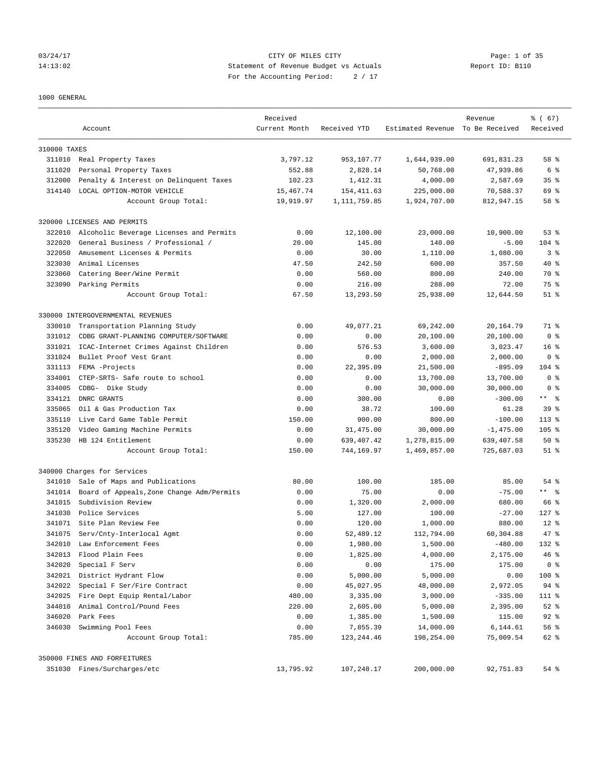# CITY OF MILES CITY

## Statement of Revenue Budget vs Actuals

For the Accounting Period: 2 / 17

03/24/17 14:13:02 Report ID: B110

1000 GENERAL

| Account | | Received Current Month | Received YTD | Estimated Revenue | Revenue To Be Received | % ( 67) Received |
|---|---|---|---|---|---|---|
| **310000 TAXES** | | | | | | |
| 311010 | Real Property Taxes | 3,797.12 | 953,107.77 | 1,644,939.00 | 691,831.23 | 58 % |
| 311020 | Personal Property Taxes | 552.88 | 2,828.14 | 50,768.00 | 47,939.86 | 6 % |
| 312000 | Penalty & Interest on Delinquent Taxes | 102.23 | 1,412.31 | 4,000.00 | 2,587.69 | 35 % |
| 314140 | LOCAL OPTION-MOTOR VEHICLE | 15,467.74 | 154,411.63 | 225,000.00 | 70,588.37 | 69 % |
| | Account Group Total: | 19,919.97 | 1,111,759.85 | 1,924,707.00 | 812,947.15 | 58 % |
| **320000 LICENSES AND PERMITS** | | | | | | |
| 322010 | Alcoholic Beverage Licenses and Permits | 0.00 | 12,100.00 | 23,000.00 | 10,900.00 | 53 % |
| 322020 | General Business / Professional / | 20.00 | 145.00 | 140.00 | -5.00 | 104 % |
| 322050 | Amusement Licenses & Permits | 0.00 | 30.00 | 1,110.00 | 1,080.00 | 3 % |
| 323030 | Animal Licenses | 47.50 | 242.50 | 600.00 | 357.50 | 40 % |
| 323060 | Catering Beer/Wine Permit | 0.00 | 560.00 | 800.00 | 240.00 | 70 % |
| 323090 | Parking Permits | 0.00 | 216.00 | 288.00 | 72.00 | 75 % |
| | Account Group Total: | 67.50 | 13,293.50 | 25,938.00 | 12,644.50 | 51 % |
| **330000 INTERGOVERNMENTAL REVENUES** | | | | | | |
| 330010 | Transportation Planning Study | 0.00 | 49,077.21 | 69,242.00 | 20,164.79 | 71 % |
| 331012 | CDBG GRANT-PLANNING COMPUTER/SOFTWARE | 0.00 | 0.00 | 20,100.00 | 20,100.00 | 0 % |
| 331021 | ICAC-Internet Crimes Against Children | 0.00 | 576.53 | 3,600.00 | 3,023.47 | 16 % |
| 331024 | Bullet Proof Vest Grant | 0.00 | 0.00 | 2,000.00 | 2,000.00 | 0 % |
| 331113 | FEMA -Projects | 0.00 | 22,395.09 | 21,500.00 | -895.09 | 104 % |
| 334001 | CTEP-SRTS- Safe route to school | 0.00 | 0.00 | 13,700.00 | 13,700.00 | 0 % |
| 334005 | CDBG- Dike Study | 0.00 | 0.00 | 30,000.00 | 30,000.00 | 0 % |
| 334121 | DNRC GRANTS | 0.00 | 300.00 | 0.00 | -300.00 | ** % |
| 335065 | Oil & Gas Production Tax | 0.00 | 38.72 | 100.00 | 61.28 | 39 % |
| 335110 | Live Card Game Table Permit | 150.00 | 900.00 | 800.00 | -100.00 | 113 % |
| 335120 | Video Gaming Machine Permits | 0.00 | 31,475.00 | 30,000.00 | -1,475.00 | 105 % |
| 335230 | HB 124 Entitlement | 0.00 | 639,407.42 | 1,278,815.00 | 639,407.58 | 50 % |
| | Account Group Total: | 150.00 | 744,169.97 | 1,469,857.00 | 725,687.03 | 51 % |
| **340000 Charges for Services** | | | | | | |
| 341010 | Sale of Maps and Publications | 80.00 | 100.00 | 185.00 | 85.00 | 54 % |
| 341014 | Board of Appeals,Zone Change Adm/Permits | 0.00 | 75.00 | 0.00 | -75.00 | ** % |
| 341015 | Subdivision Review | 0.00 | 1,320.00 | 2,000.00 | 680.00 | 66 % |
| 341030 | Police Services | 5.00 | 127.00 | 100.00 | -27.00 | 127 % |
| 341071 | Site Plan Review Fee | 0.00 | 120.00 | 1,000.00 | 880.00 | 12 % |
| 341075 | Serv/Cnty-Interlocal Agmt | 0.00 | 52,489.12 | 112,794.00 | 60,304.88 | 47 % |
| 342010 | Law Enforcement Fees | 0.00 | 1,980.00 | 1,500.00 | -480.00 | 132 % |
| 342013 | Flood Plain Fees | 0.00 | 1,825.00 | 4,000.00 | 2,175.00 | 46 % |
| 342020 | Special F Serv | 0.00 | 0.00 | 175.00 | 175.00 | 0 % |
| 342021 | District Hydrant Flow | 0.00 | 5,000.00 | 5,000.00 | 0.00 | 100 % |
| 342022 | Special F Ser/Fire Contract | 0.00 | 45,027.95 | 48,000.00 | 2,972.05 | 94 % |
| 342025 | Fire Dept Equip Rental/Labor | 480.00 | 3,335.00 | 3,000.00 | -335.00 | 111 % |
| 344010 | Animal Control/Pound Fees | 220.00 | 2,605.00 | 5,000.00 | 2,395.00 | 52 % |
| 346020 | Park Fees | 0.00 | 1,385.00 | 1,500.00 | 115.00 | 92 % |
| 346030 | Swimming Pool Fees | 0.00 | 7,855.39 | 14,000.00 | 6,144.61 | 56 % |
| | Account Group Total: | 785.00 | 123,244.46 | 198,254.00 | 75,009.54 | 62 % |
| **350000 FINES AND FORFEITURES** | | | | | | |
| 351030 | Fines/Surcharges/etc | 13,795.92 | 107,248.17 | 200,000.00 | 92,751.83 | 54 % |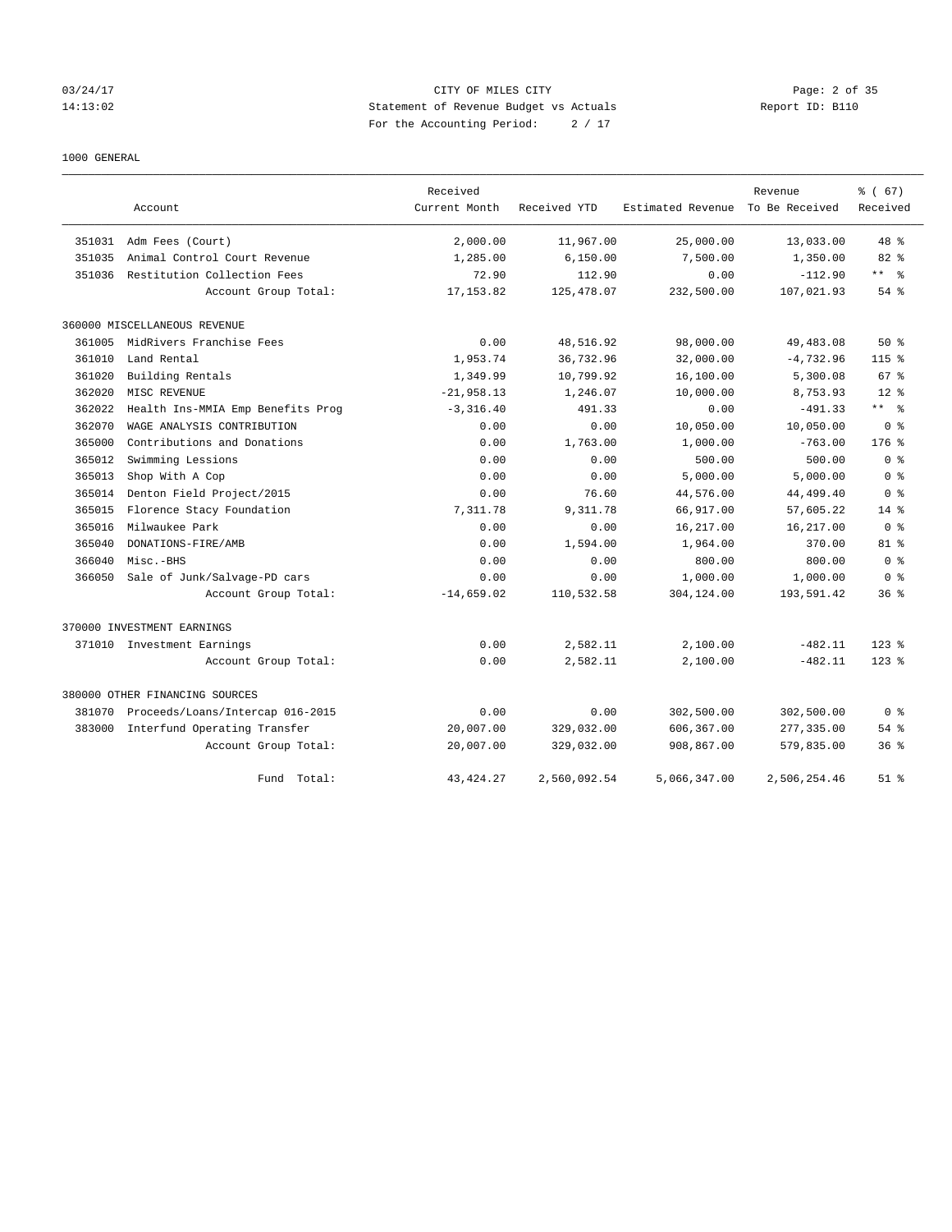CITY OF MILES CITY
Statement of Revenue Budget vs Actuals
For the Accounting Period: 2 / 17

03/24/17
14:13:02

Report ID: B110

1000 GENERAL

| Account | | Received Current Month | Received YTD | Estimated Revenue | Revenue To Be Received | % ( 67) Received |
|---|---|---|---|---|---|---|
| 351031 | Adm Fees (Court) | 2,000.00 | 11,967.00 | 25,000.00 | 13,033.00 | 48 % |
| 351035 | Animal Control Court Revenue | 1,285.00 | 6,150.00 | 7,500.00 | 1,350.00 | 82 % |
| 351036 | Restitution Collection Fees | 72.90 | 112.90 | 0.00 | -112.90 | ** % |
| | Account Group Total: | 17,153.82 | 125,478.07 | 232,500.00 | 107,021.93 | 54 % |
| 360000 MISCELLANEOUS REVENUE | | | | | | |
| 361005 | MidRivers Franchise Fees | 0.00 | 48,516.92 | 98,000.00 | 49,483.08 | 50 % |
| 361010 | Land Rental | 1,953.74 | 36,732.96 | 32,000.00 | -4,732.96 | 115 % |
| 361020 | Building Rentals | 1,349.99 | 10,799.92 | 16,100.00 | 5,300.08 | 67 % |
| 362020 | MISC REVENUE | -21,958.13 | 1,246.07 | 10,000.00 | 8,753.93 | 12 % |
| 362022 | Health Ins-MMIA Emp Benefits Prog | -3,316.40 | 491.33 | 0.00 | -491.33 | ** % |
| 362070 | WAGE ANALYSIS CONTRIBUTION | 0.00 | 0.00 | 10,050.00 | 10,050.00 | 0 % |
| 365000 | Contributions and Donations | 0.00 | 1,763.00 | 1,000.00 | -763.00 | 176 % |
| 365012 | Swimming Lessions | 0.00 | 0.00 | 500.00 | 500.00 | 0 % |
| 365013 | Shop With A Cop | 0.00 | 0.00 | 5,000.00 | 5,000.00 | 0 % |
| 365014 | Denton Field Project/2015 | 0.00 | 76.60 | 44,576.00 | 44,499.40 | 0 % |
| 365015 | Florence Stacy Foundation | 7,311.78 | 9,311.78 | 66,917.00 | 57,605.22 | 14 % |
| 365016 | Milwaukee Park | 0.00 | 0.00 | 16,217.00 | 16,217.00 | 0 % |
| 365040 | DONATIONS-FIRE/AMB | 0.00 | 1,594.00 | 1,964.00 | 370.00 | 81 % |
| 366040 | Misc.-BHS | 0.00 | 0.00 | 800.00 | 800.00 | 0 % |
| 366050 | Sale of Junk/Salvage-PD cars | 0.00 | 0.00 | 1,000.00 | 1,000.00 | 0 % |
| | Account Group Total: | -14,659.02 | 110,532.58 | 304,124.00 | 193,591.42 | 36 % |
| 370000 INVESTMENT EARNINGS | | | | | | |
| 371010 | Investment Earnings | 0.00 | 2,582.11 | 2,100.00 | -482.11 | 123 % |
| | Account Group Total: | 0.00 | 2,582.11 | 2,100.00 | -482.11 | 123 % |
| 380000 OTHER FINANCING SOURCES | | | | | | |
| 381070 | Proceeds/Loans/Intercap 016-2015 | 0.00 | 0.00 | 302,500.00 | 302,500.00 | 0 % |
| 383000 | Interfund Operating Transfer | 20,007.00 | 329,032.00 | 606,367.00 | 277,335.00 | 54 % |
| | Account Group Total: | 20,007.00 | 329,032.00 | 908,867.00 | 579,835.00 | 36 % |
| | Fund Total: | 43,424.27 | 2,560,092.54 | 5,066,347.00 | 2,506,254.46 | 51 % |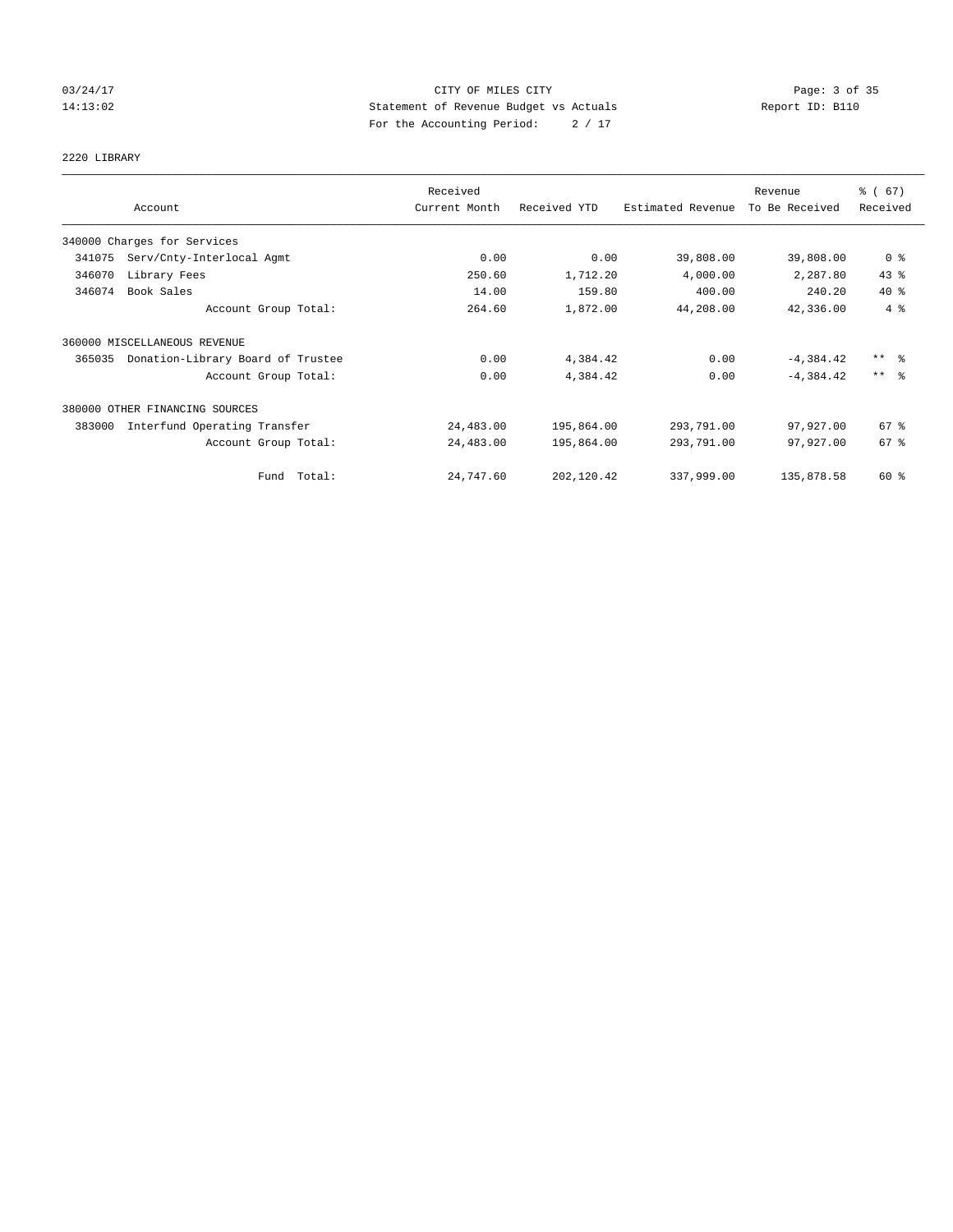CITY OF MILES CITY
Statement of Revenue Budget vs Actuals
For the Accounting Period: 2 / 17

2220 LIBRARY

| Account | Received Current Month | Received YTD | Estimated Revenue | Revenue To Be Received | % ( 67) Received |
|---|---|---|---|---|---|
| 340000 Charges for Services | | | | | |
| 341075 Serv/Cnty-Interlocal Agmt | 0.00 | 0.00 | 39,808.00 | 39,808.00 | 0 % |
| 346070 Library Fees | 250.60 | 1,712.20 | 4,000.00 | 2,287.80 | 43 % |
| 346074 Book Sales | 14.00 | 159.80 | 400.00 | 240.20 | 40 % |
| Account Group Total: | 264.60 | 1,872.00 | 44,208.00 | 42,336.00 | 4 % |
| 360000 MISCELLANEOUS REVENUE | | | | | |
| 365035 Donation-Library Board of Trustee | 0.00 | 4,384.42 | 0.00 | -4,384.42 | ** % |
| Account Group Total: | 0.00 | 4,384.42 | 0.00 | -4,384.42 | ** % |
| 380000 OTHER FINANCING SOURCES | | | | | |
| 383000 Interfund Operating Transfer | 24,483.00 | 195,864.00 | 293,791.00 | 97,927.00 | 67 % |
| Account Group Total: | 24,483.00 | 195,864.00 | 293,791.00 | 97,927.00 | 67 % |
| Fund Total: | 24,747.60 | 202,120.42 | 337,999.00 | 135,878.58 | 60 % |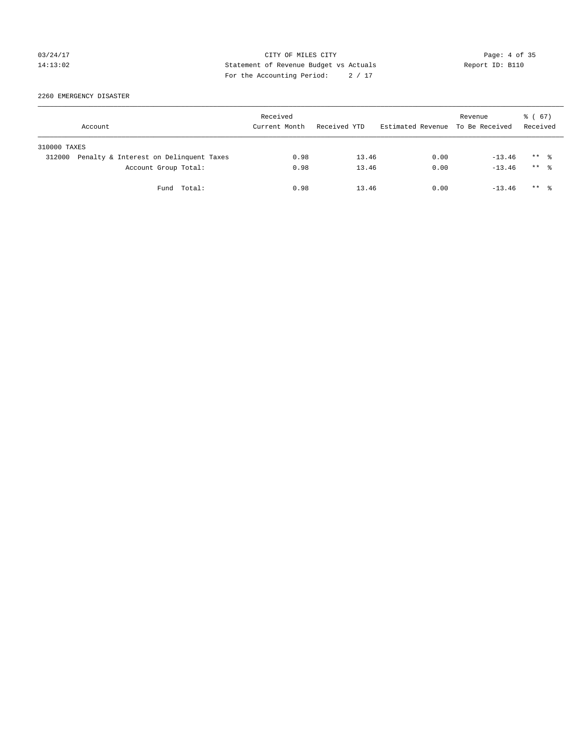CITY OF MILES CITY

Statement of Revenue Budget vs Actuals

Report ID: B110

03/24/17 14:13:02

For the Accounting Period: 2 / 17

2260 EMERGENCY DISASTER

| Account | Received Current Month | Received YTD | Estimated Revenue | Revenue To Be Received | % ( 67) Received |
|---|---|---|---|---|---|
| 310000 TAXES | | | | | |
| 312000 Penalty & Interest on Delinquent Taxes | 0.98 | 13.46 | 0.00 | -13.46 | ** % |
| Account Group Total: | 0.98 | 13.46 | 0.00 | -13.46 | ** % |
| Fund Total: | 0.98 | 13.46 | 0.00 | -13.46 | ** % |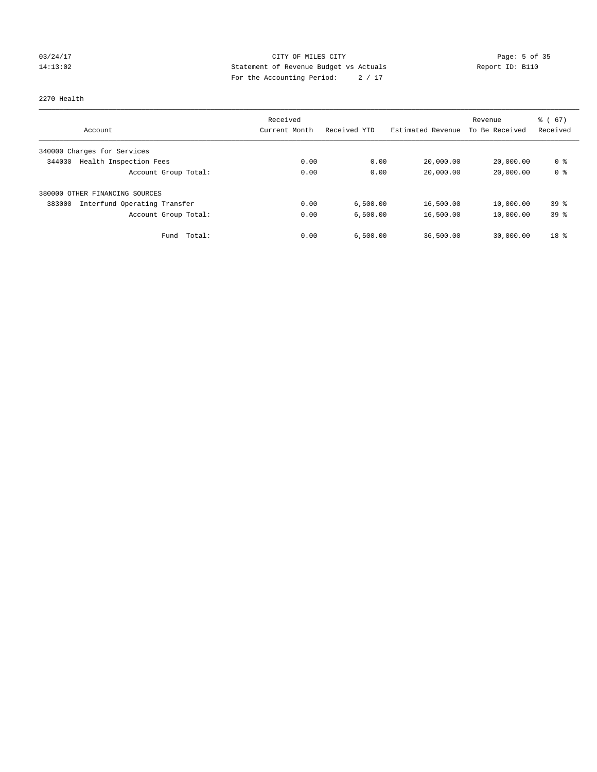CITY OF MILES CITY
Statement of Revenue Budget vs Actuals
For the Accounting Period: 2 / 17

03/24/17
14:13:02

Report ID: B110

2270 Health

| Account | Received Current Month | Received YTD | Estimated Revenue | Revenue To Be Received | % ( 67) Received |
|---|---|---|---|---|---|
| 340000 Charges for Services | | | | | |
| 344030 Health Inspection Fees | 0.00 | 0.00 | 20,000.00 | 20,000.00 | 0 % |
| Account Group Total: | 0.00 | 0.00 | 20,000.00 | 20,000.00 | 0 % |
| 380000 OTHER FINANCING SOURCES | | | | | |
| 383000 Interfund Operating Transfer | 0.00 | 6,500.00 | 16,500.00 | 10,000.00 | 39 % |
| Account Group Total: | 0.00 | 6,500.00 | 16,500.00 | 10,000.00 | 39 % |
| Fund Total: | 0.00 | 6,500.00 | 36,500.00 | 30,000.00 | 18 % |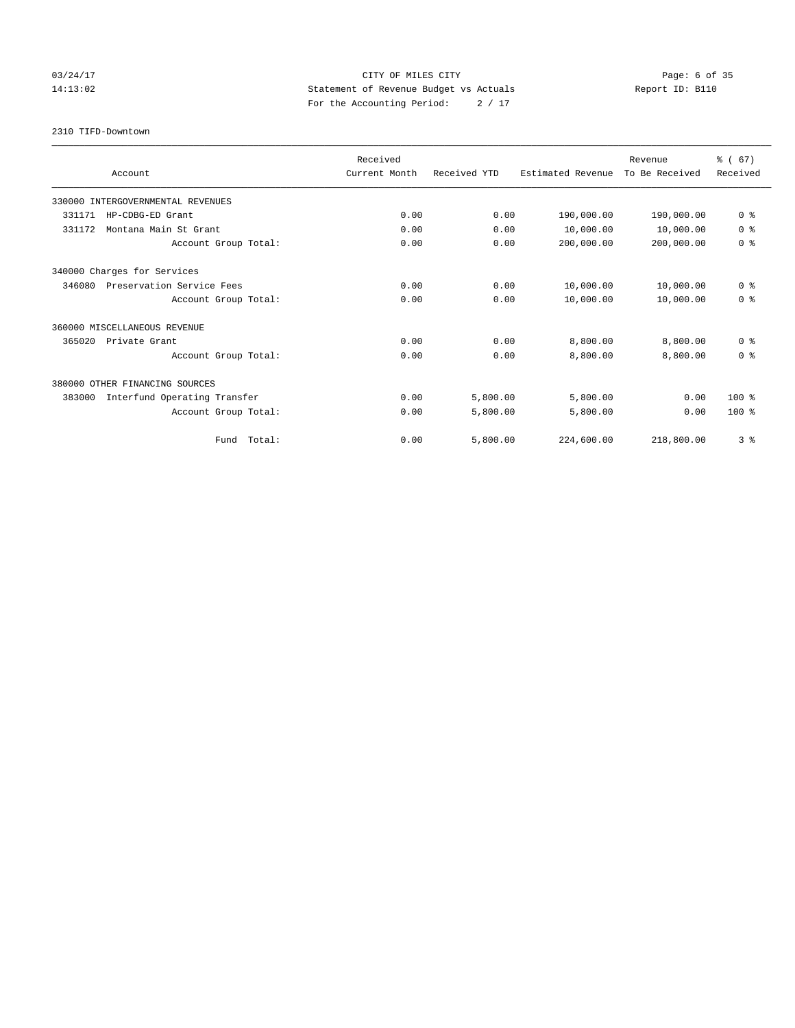CITY OF MILES CITY

Statement of Revenue Budget vs Actuals

For the Accounting Period: 2 / 17

03/24/17 14:13:02 Report ID: B110

2310 TIFD-Downtown

| Account | Received Current Month | Received YTD | Estimated Revenue | Revenue To Be Received | % ( 67) Received |
|---|---|---|---|---|---|
| 330000 INTERGOVERNMENTAL REVENUES | | | | | |
| 331171 HP-CDBG-ED Grant | 0.00 | 0.00 | 190,000.00 | 190,000.00 | 0 % |
| 331172 Montana Main St Grant | 0.00 | 0.00 | 10,000.00 | 10,000.00 | 0 % |
| Account Group Total: | 0.00 | 0.00 | 200,000.00 | 200,000.00 | 0 % |
| 340000 Charges for Services | | | | | |
| 346080 Preservation Service Fees | 0.00 | 0.00 | 10,000.00 | 10,000.00 | 0 % |
| Account Group Total: | 0.00 | 0.00 | 10,000.00 | 10,000.00 | 0 % |
| 360000 MISCELLANEOUS REVENUE | | | | | |
| 365020 Private Grant | 0.00 | 0.00 | 8,800.00 | 8,800.00 | 0 % |
| Account Group Total: | 0.00 | 0.00 | 8,800.00 | 8,800.00 | 0 % |
| 380000 OTHER FINANCING SOURCES | | | | | |
| 383000 Interfund Operating Transfer | 0.00 | 5,800.00 | 5,800.00 | 0.00 | 100 % |
| Account Group Total: | 0.00 | 5,800.00 | 5,800.00 | 0.00 | 100 % |
| Fund Total: | 0.00 | 5,800.00 | 224,600.00 | 218,800.00 | 3 % |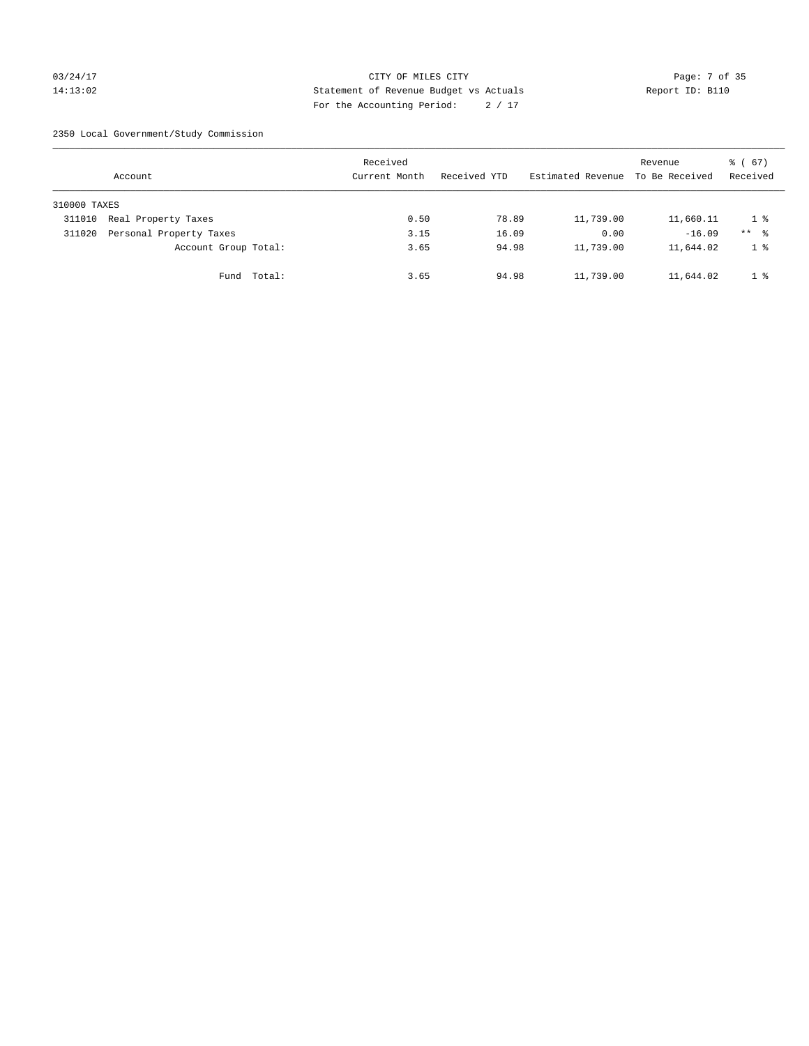CITY OF MILES CITY
Statement of Revenue Budget vs Actuals
For the Accounting Period: 2 / 17

03/24/17
14:13:02

Report ID: B110

2350 Local Government/Study Commission

| Account | | Received Current Month | Received YTD | Estimated Revenue | Revenue To Be Received | % ( 67) Received |
|---|---|---|---|---|---|---|
| 310000 TAXES | | | | | | |
| 311010 | Real Property Taxes | 0.50 | 78.89 | 11,739.00 | 11,660.11 | 1 % |
| 311020 | Personal Property Taxes | 3.15 | 16.09 | 0.00 | -16.09 | ** % |
| | Account Group Total: | 3.65 | 94.98 | 11,739.00 | 11,644.02 | 1 % |
| | Fund Total: | 3.65 | 94.98 | 11,739.00 | 11,644.02 | 1 % |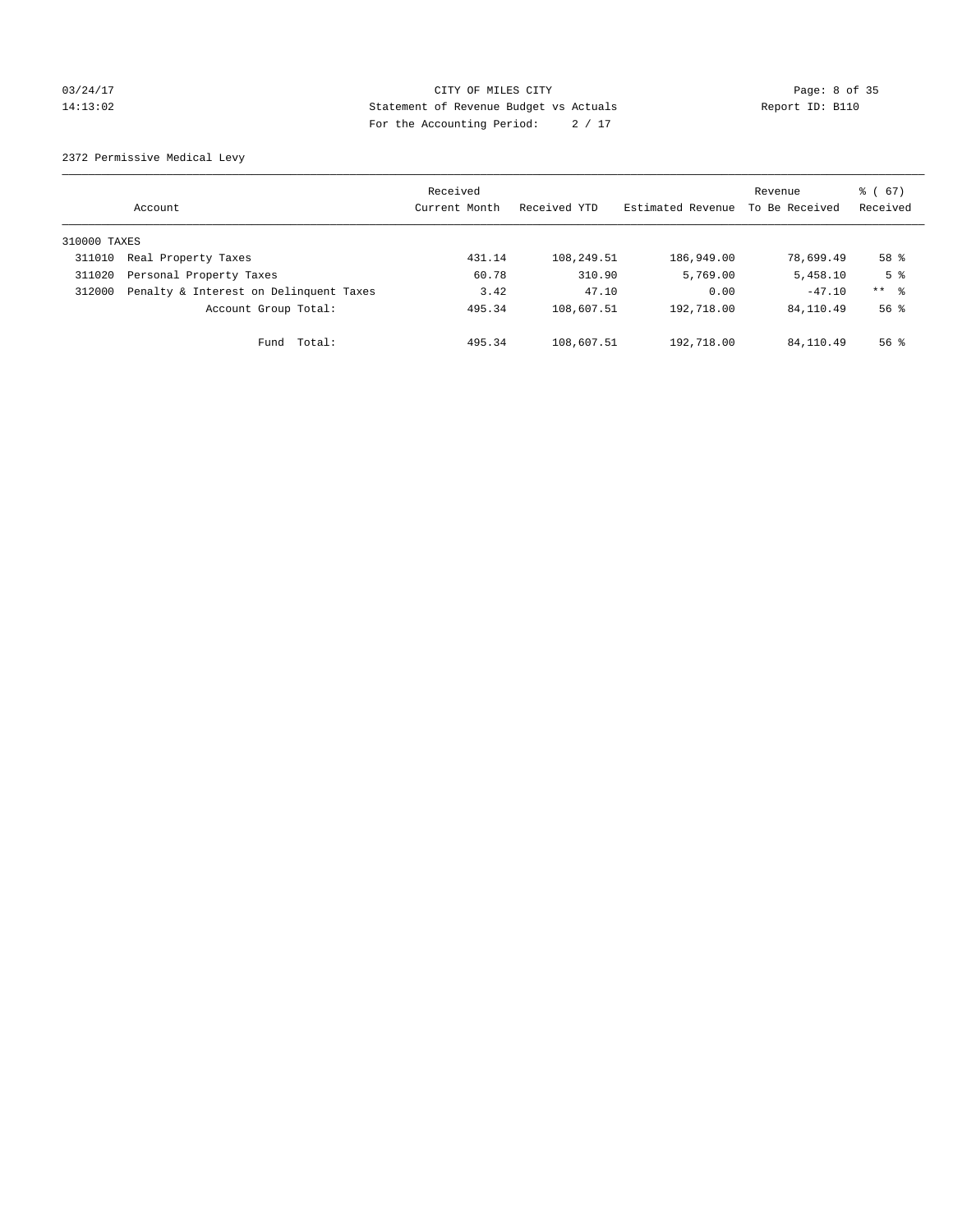CITY OF MILES CITY
Statement of Revenue Budget vs Actuals
For the Accounting Period: 2 / 17

03/24/17
14:13:02

Report ID: B110

2372 Permissive Medical Levy

| Account | | Received Current Month | Received YTD | Estimated Revenue | Revenue To Be Received | % ( 67) Received |
|---|---|---|---|---|---|---|
| 310000 TAXES | | | | | | |
| 311010 | Real Property Taxes | 431.14 | 108,249.51 | 186,949.00 | 78,699.49 | 58 % |
| 311020 | Personal Property Taxes | 60.78 | 310.90 | 5,769.00 | 5,458.10 | 5 % |
| 312000 | Penalty & Interest on Delinquent Taxes | 3.42 | 47.10 | 0.00 | -47.10 | ** % |
| | Account Group Total: | 495.34 | 108,607.51 | 192,718.00 | 84,110.49 | 56 % |
| | Fund Total: | 495.34 | 108,607.51 | 192,718.00 | 84,110.49 | 56 % |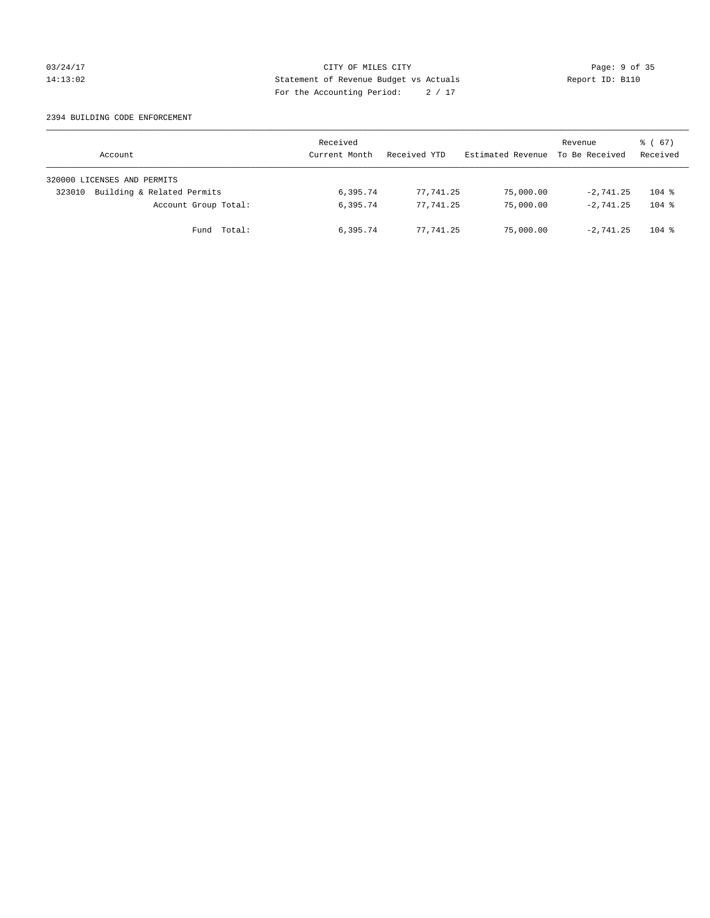CITY OF MILES CITY
Statement of Revenue Budget vs Actuals
For the Accounting Period: 2 / 17

03/24/17
14:13:02

Report ID: B110

2394 BUILDING CODE ENFORCEMENT

| Account | Received Current Month | Received YTD | Estimated Revenue | Revenue To Be Received | % ( 67) Received |
|---|---|---|---|---|---|
| 320000 LICENSES AND PERMITS | | | | | |
| 323010 Building & Related Permits | 6,395.74 | 77,741.25 | 75,000.00 | -2,741.25 | 104 % |
| Account Group Total: | 6,395.74 | 77,741.25 | 75,000.00 | -2,741.25 | 104 % |
| Fund Total: | 6,395.74 | 77,741.25 | 75,000.00 | -2,741.25 | 104 % |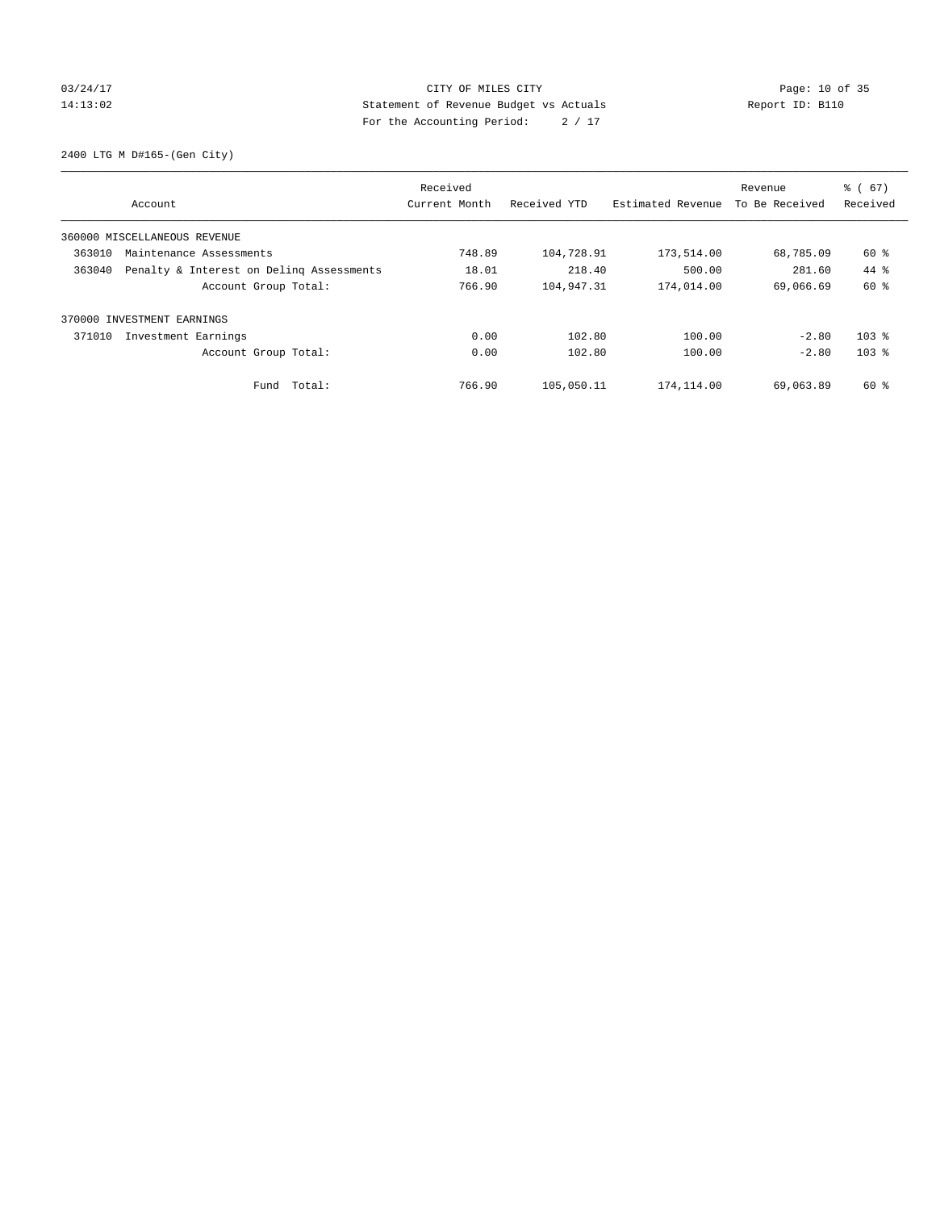CITY OF MILES CITY
Statement of Revenue Budget vs Actuals
For the Accounting Period: 2 / 17

03/24/17
14:13:02

Report ID: B110

2400 LTG M D#165-(Gen City)

| Account | Received Current Month | Received YTD | Estimated Revenue | Revenue To Be Received | % ( 67) Received |
|---|---|---|---|---|---|
| 360000 MISCELLANEOUS REVENUE | | | | | |
| 363010 Maintenance Assessments | 748.89 | 104,728.91 | 173,514.00 | 68,785.09 | 60 % |
| 363040 Penalty & Interest on Delinq Assessments | 18.01 | 218.40 | 500.00 | 281.60 | 44 % |
| Account Group Total: | 766.90 | 104,947.31 | 174,014.00 | 69,066.69 | 60 % |
| 370000 INVESTMENT EARNINGS | | | | | |
| 371010 Investment Earnings | 0.00 | 102.80 | 100.00 | -2.80 | 103 % |
| Account Group Total: | 0.00 | 102.80 | 100.00 | -2.80 | 103 % |
| Fund Total: | 766.90 | 105,050.11 | 174,114.00 | 69,063.89 | 60 % |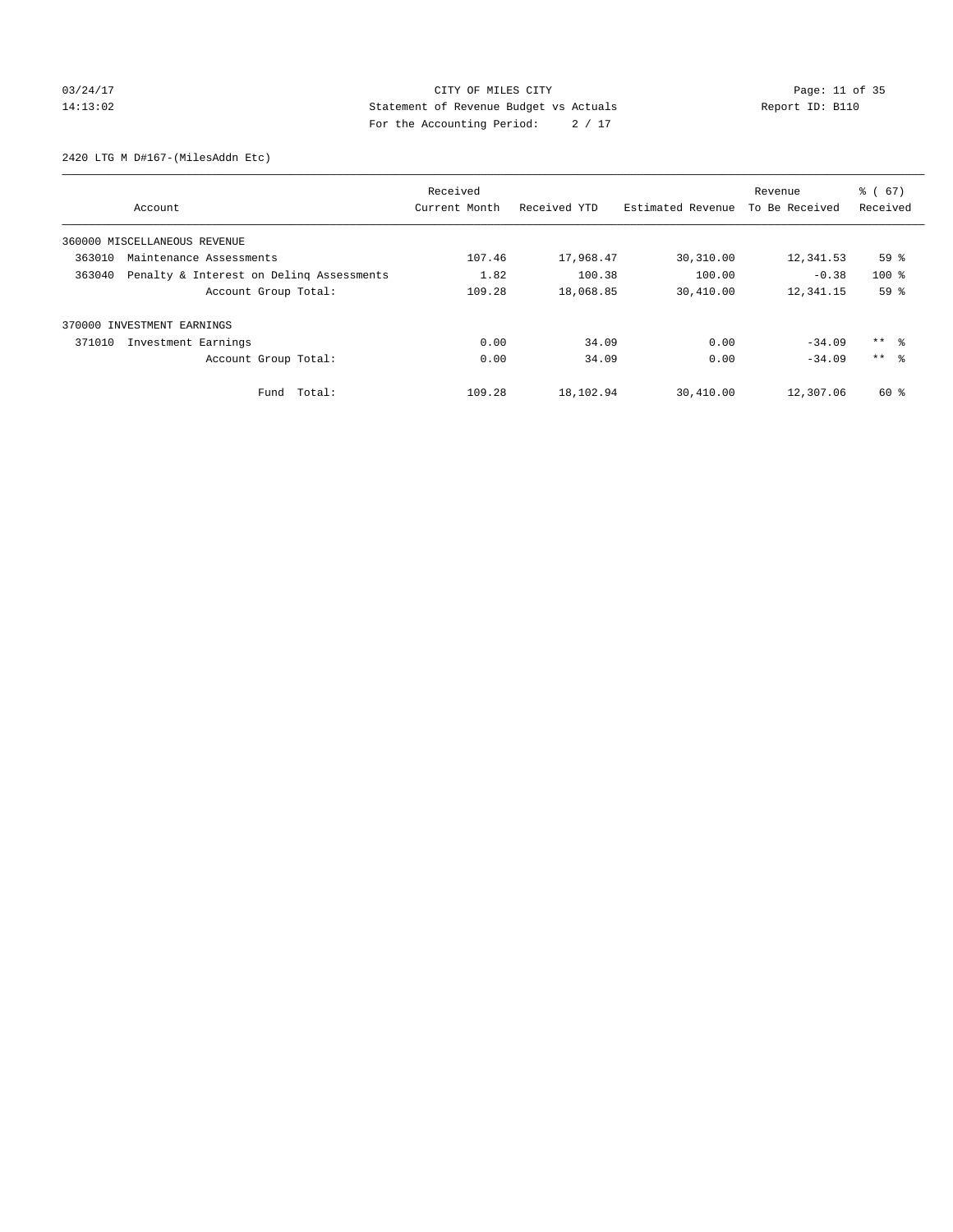CITY OF MILES CITY
Statement of Revenue Budget vs Actuals
For the Accounting Period: 2 / 17

03/24/17
14:13:02

Report ID: B110

2420 LTG M D#167-(MilesAddn Etc)

| Account | Received Current Month | Received YTD | Estimated Revenue | Revenue To Be Received | % ( 67) Received |
|---|---|---|---|---|---|
| 360000 MISCELLANEOUS REVENUE | | | | | |
| 363010 Maintenance Assessments | 107.46 | 17,968.47 | 30,310.00 | 12,341.53 | 59 % |
| 363040 Penalty & Interest on Delinq Assessments | 1.82 | 100.38 | 100.00 | -0.38 | 100 % |
| Account Group Total: | 109.28 | 18,068.85 | 30,410.00 | 12,341.15 | 59 % |
| 370000 INVESTMENT EARNINGS | | | | | |
| 371010 Investment Earnings | 0.00 | 34.09 | 0.00 | -34.09 | ** % |
| Account Group Total: | 0.00 | 34.09 | 0.00 | -34.09 | ** % |
| Fund Total: | 109.28 | 18,102.94 | 30,410.00 | 12,307.06 | 60 % |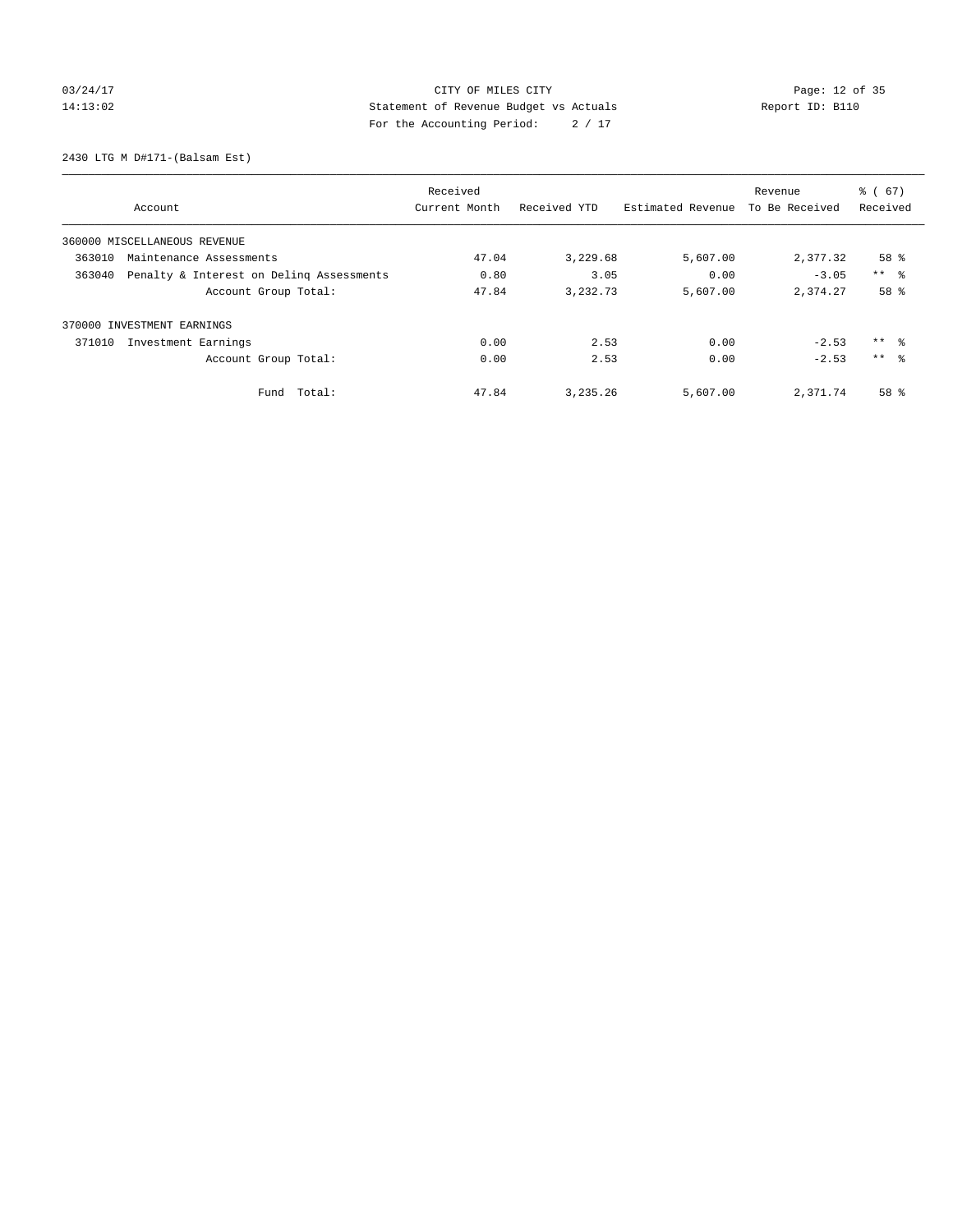CITY OF MILES CITY
Statement of Revenue Budget vs Actuals
For the Accounting Period: 2 / 17

2430 LTG M D#171-(Balsam Est)

| Account | Received Current Month | Received YTD | Estimated Revenue | Revenue To Be Received | % ( 67) Received |
|---|---|---|---|---|---|
| 360000 MISCELLANEOUS REVENUE | | | | | |
| 363010 Maintenance Assessments | 47.04 | 3,229.68 | 5,607.00 | 2,377.32 | 58 % |
| 363040 Penalty & Interest on Delinq Assessments | 0.80 | 3.05 | 0.00 | -3.05 | ** % |
| Account Group Total: | 47.84 | 3,232.73 | 5,607.00 | 2,374.27 | 58 % |
| 370000 INVESTMENT EARNINGS | | | | | |
| 371010 Investment Earnings | 0.00 | 2.53 | 0.00 | -2.53 | ** % |
| Account Group Total: | 0.00 | 2.53 | 0.00 | -2.53 | ** % |
| Fund Total: | 47.84 | 3,235.26 | 5,607.00 | 2,371.74 | 58 % |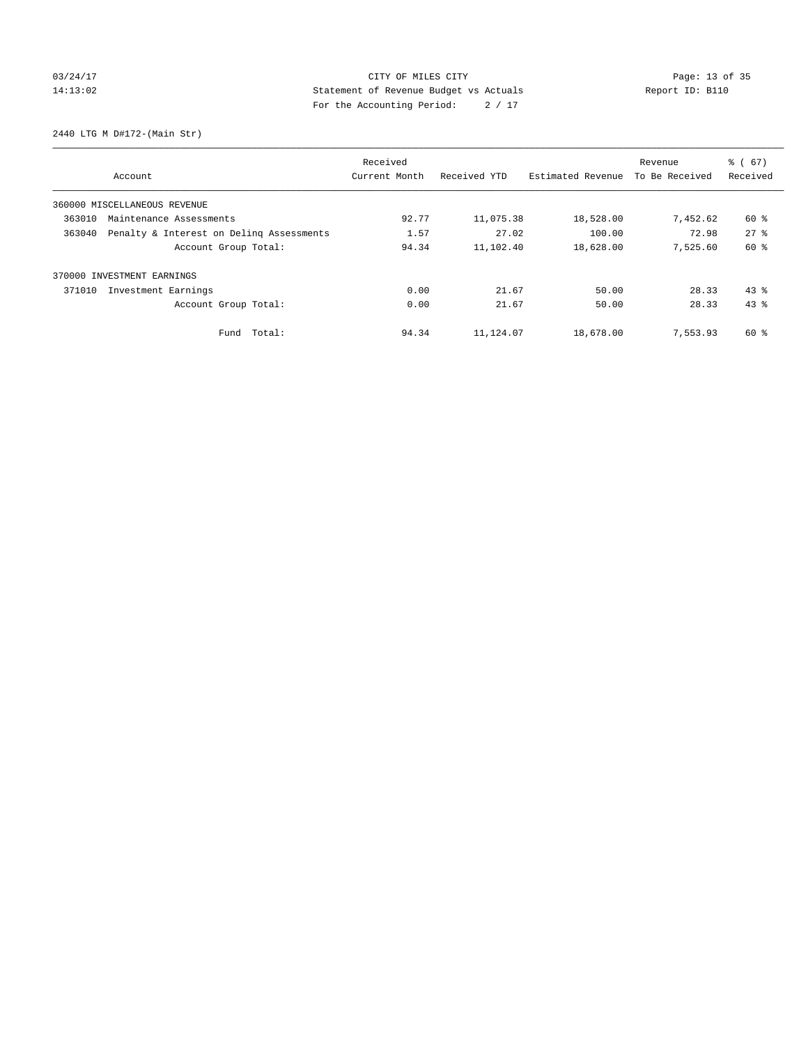CITY OF MILES CITY
Statement of Revenue Budget vs Actuals
For the Accounting Period: 2 / 17

03/24/17
14:13:02

Report ID: B110

2440 LTG M D#172-(Main Str)

| Account | Received Current Month | Received YTD | Estimated Revenue | Revenue To Be Received | % ( 67) Received |
|---|---|---|---|---|---|
| 360000 MISCELLANEOUS REVENUE | | | | | |
| 363010 Maintenance Assessments | 92.77 | 11,075.38 | 18,528.00 | 7,452.62 | 60 % |
| 363040 Penalty & Interest on Delinq Assessments | 1.57 | 27.02 | 100.00 | 72.98 | 27 % |
| Account Group Total: | 94.34 | 11,102.40 | 18,628.00 | 7,525.60 | 60 % |
| 370000 INVESTMENT EARNINGS | | | | | |
| 371010 Investment Earnings | 0.00 | 21.67 | 50.00 | 28.33 | 43 % |
| Account Group Total: | 0.00 | 21.67 | 50.00 | 28.33 | 43 % |
| Fund Total: | 94.34 | 11,124.07 | 18,678.00 | 7,553.93 | 60 % |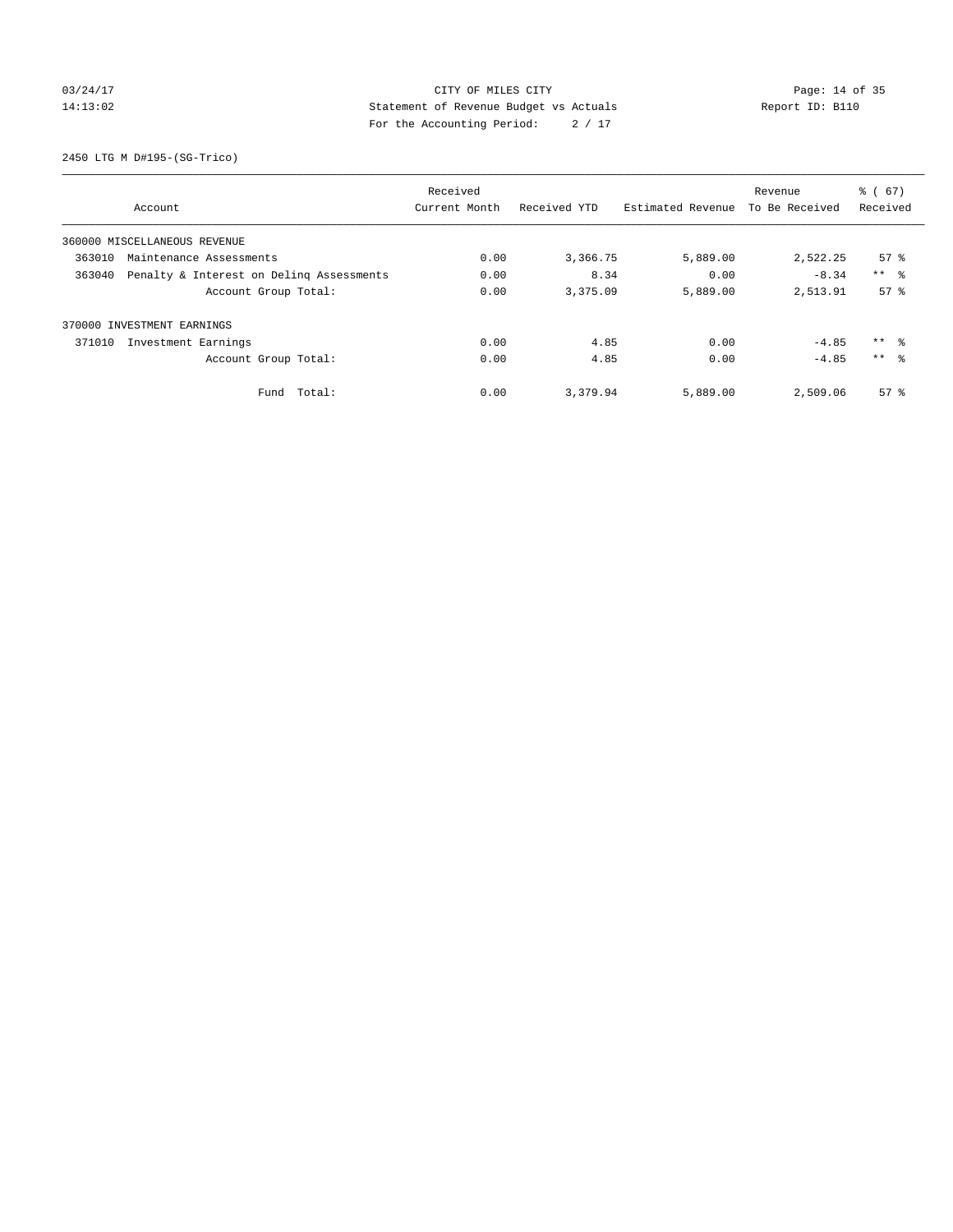CITY OF MILES CITY
Statement of Revenue Budget vs Actuals
For the Accounting Period: 2 / 17

03/24/17 14:13:02 — Report ID: B110

2450 LTG M D#195-(SG-Trico)

| Account | Received Current Month | Received YTD | Estimated Revenue | Revenue To Be Received | % ( 67) Received |
|---|---|---|---|---|---|
| 360000 MISCELLANEOUS REVENUE | | | | | |
| 363010 Maintenance Assessments | 0.00 | 3,366.75 | 5,889.00 | 2,522.25 | 57 % |
| 363040 Penalty & Interest on Delinq Assessments | 0.00 | 8.34 | 0.00 | -8.34 | ** % |
| Account Group Total: | 0.00 | 3,375.09 | 5,889.00 | 2,513.91 | 57 % |
| 370000 INVESTMENT EARNINGS | | | | | |
| 371010 Investment Earnings | 0.00 | 4.85 | 0.00 | -4.85 | ** % |
| Account Group Total: | 0.00 | 4.85 | 0.00 | -4.85 | ** % |
| Fund Total: | 0.00 | 3,379.94 | 5,889.00 | 2,509.06 | 57 % |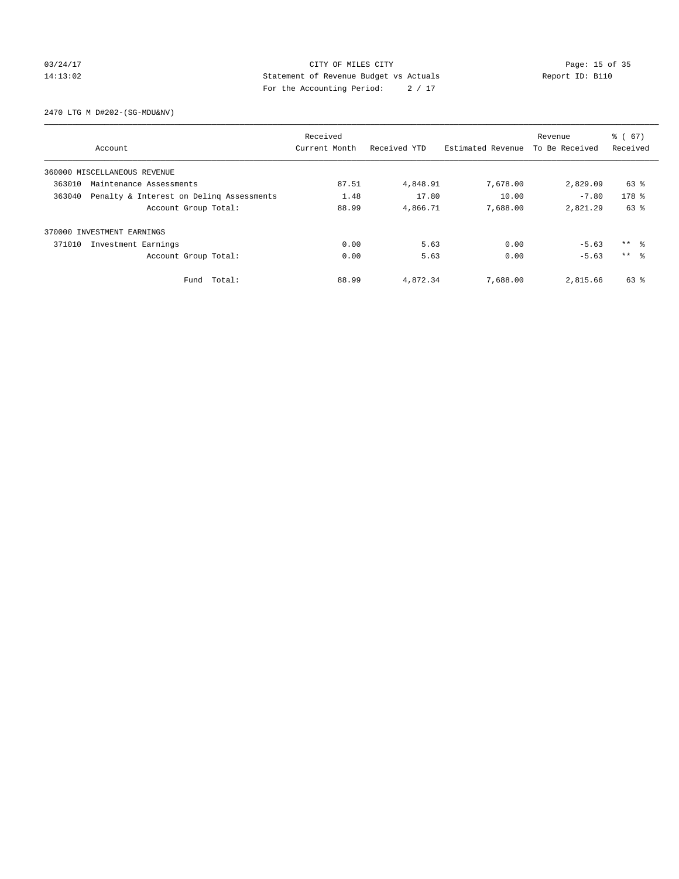CITY OF MILES CITY
Statement of Revenue Budget vs Actuals
For the Accounting Period: 2 / 17

03/24/17
14:13:02

Report ID: B110

2470 LTG M D#202-(SG-MDU&NV)

| Account | Received Current Month | Received YTD | Estimated Revenue | Revenue To Be Received | % ( 67) Received |
|---|---|---|---|---|---|
| 360000 MISCELLANEOUS REVENUE | | | | | |
| 363010 Maintenance Assessments | 87.51 | 4,848.91 | 7,678.00 | 2,829.09 | 63 % |
| 363040 Penalty & Interest on Delinq Assessments | 1.48 | 17.80 | 10.00 | -7.80 | 178 % |
| Account Group Total: | 88.99 | 4,866.71 | 7,688.00 | 2,821.29 | 63 % |
| 370000 INVESTMENT EARNINGS | | | | | |
| 371010 Investment Earnings | 0.00 | 5.63 | 0.00 | -5.63 | ** % |
| Account Group Total: | 0.00 | 5.63 | 0.00 | -5.63 | ** % |
| Fund Total: | 88.99 | 4,872.34 | 7,688.00 | 2,815.66 | 63 % |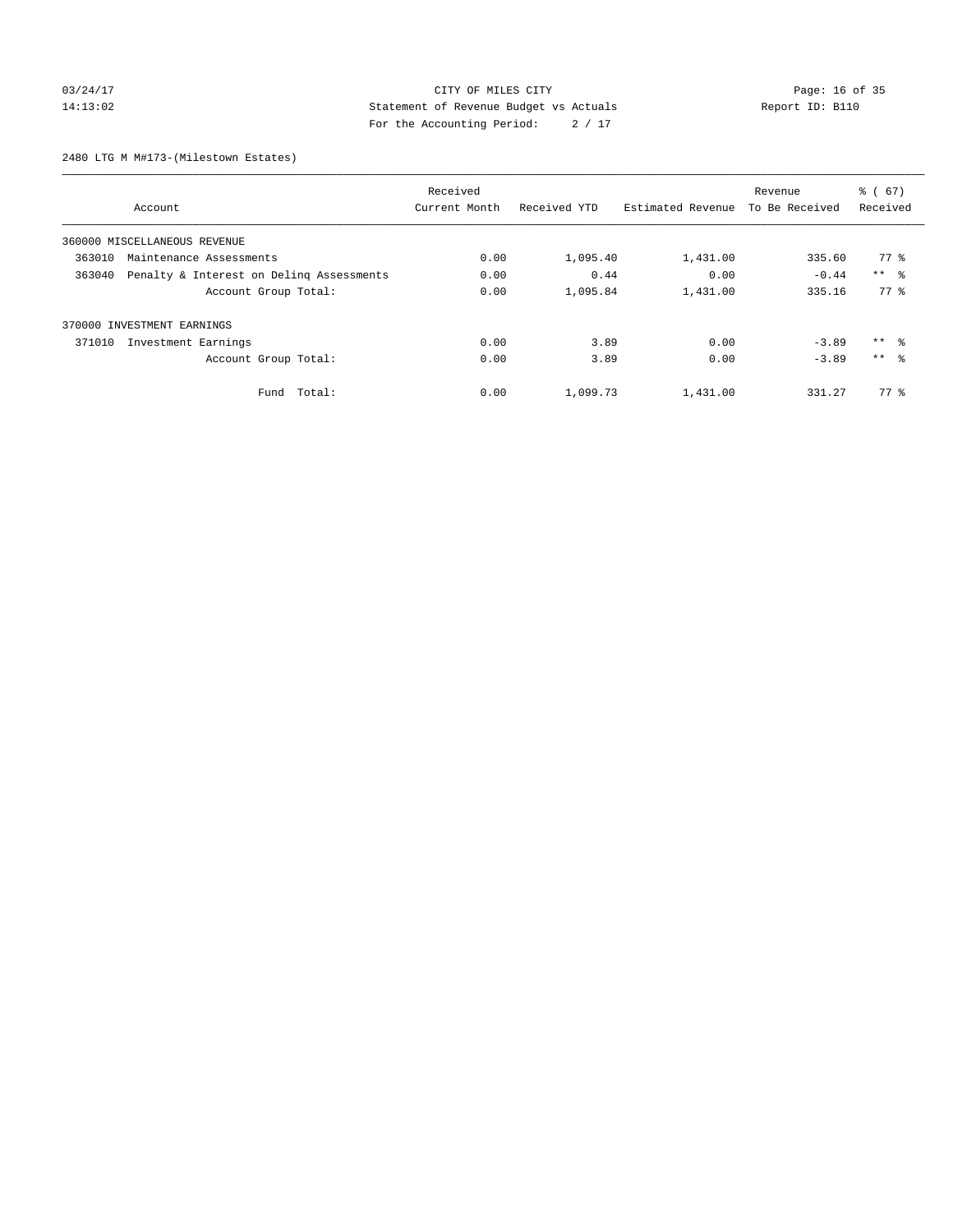CITY OF MILES CITY

Statement of Revenue Budget vs Actuals

For the Accounting Period: 2 / 17

03/24/17 14:13:02 Report ID: B110

2480 LTG M M#173-(Milestown Estates)

| Account | Received Current Month | Received YTD | Estimated Revenue | Revenue To Be Received | % ( 67) Received |
|---|---|---|---|---|---|
| 360000 MISCELLANEOUS REVENUE | | | | | |
| 363010 Maintenance Assessments | 0.00 | 1,095.40 | 1,431.00 | 335.60 | 77 % |
| 363040 Penalty & Interest on Delinq Assessments | 0.00 | 0.44 | 0.00 | -0.44 | ** % |
| Account Group Total: | 0.00 | 1,095.84 | 1,431.00 | 335.16 | 77 % |
| 370000 INVESTMENT EARNINGS | | | | | |
| 371010 Investment Earnings | 0.00 | 3.89 | 0.00 | -3.89 | ** % |
| Account Group Total: | 0.00 | 3.89 | 0.00 | -3.89 | ** % |
| Fund Total: | 0.00 | 1,099.73 | 1,431.00 | 331.27 | 77 % |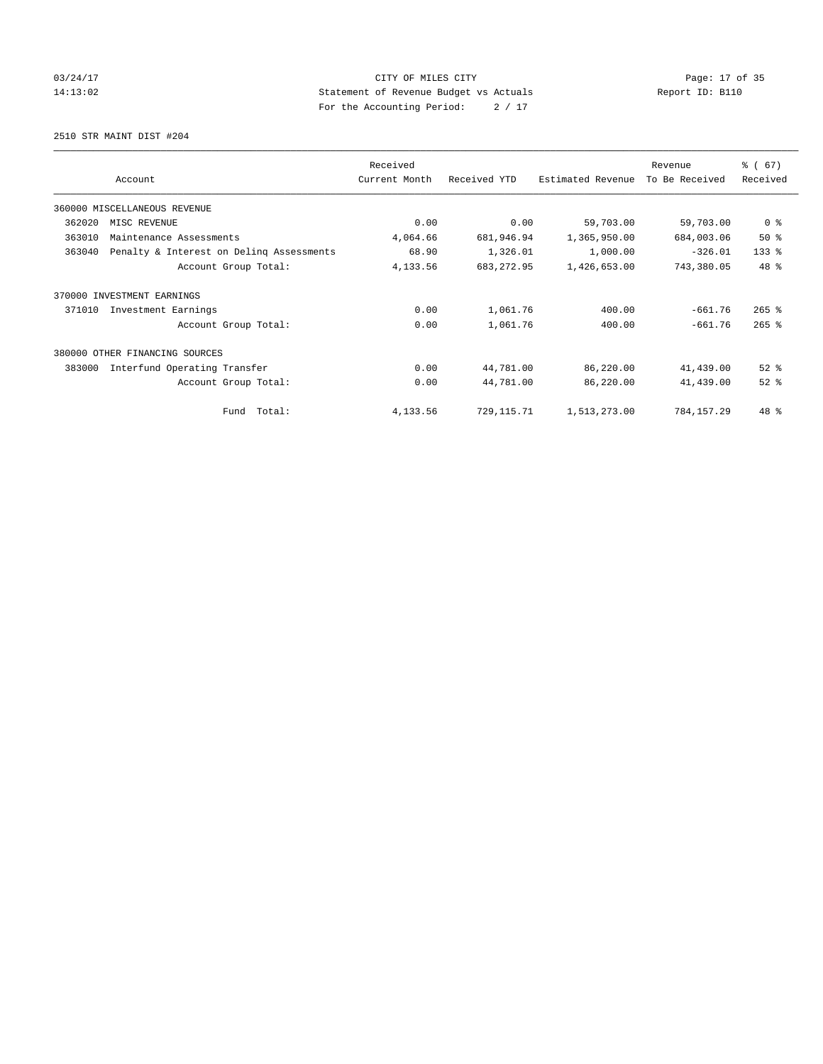CITY OF MILES CITY
Statement of Revenue Budget vs Actuals
For the Accounting Period: 2 / 17

03/24/17
14:13:02

Report ID: B110

2510 STR MAINT DIST #204

| Account | Received Current Month | Received YTD | Estimated Revenue | Revenue To Be Received | % ( 67) Received |
|---|---|---|---|---|---|
| 360000 MISCELLANEOUS REVENUE | | | | | |
| 362020 MISC REVENUE | 0.00 | 0.00 | 59,703.00 | 59,703.00 | 0 % |
| 363010 Maintenance Assessments | 4,064.66 | 681,946.94 | 1,365,950.00 | 684,003.06 | 50 % |
| 363040 Penalty & Interest on Delinq Assessments | 68.90 | 1,326.01 | 1,000.00 | -326.01 | 133 % |
| Account Group Total: | 4,133.56 | 683,272.95 | 1,426,653.00 | 743,380.05 | 48 % |
| 370000 INVESTMENT EARNINGS | | | | | |
| 371010 Investment Earnings | 0.00 | 1,061.76 | 400.00 | -661.76 | 265 % |
| Account Group Total: | 0.00 | 1,061.76 | 400.00 | -661.76 | 265 % |
| 380000 OTHER FINANCING SOURCES | | | | | |
| 383000 Interfund Operating Transfer | 0.00 | 44,781.00 | 86,220.00 | 41,439.00 | 52 % |
| Account Group Total: | 0.00 | 44,781.00 | 86,220.00 | 41,439.00 | 52 % |
| Fund Total: | 4,133.56 | 729,115.71 | 1,513,273.00 | 784,157.29 | 48 % |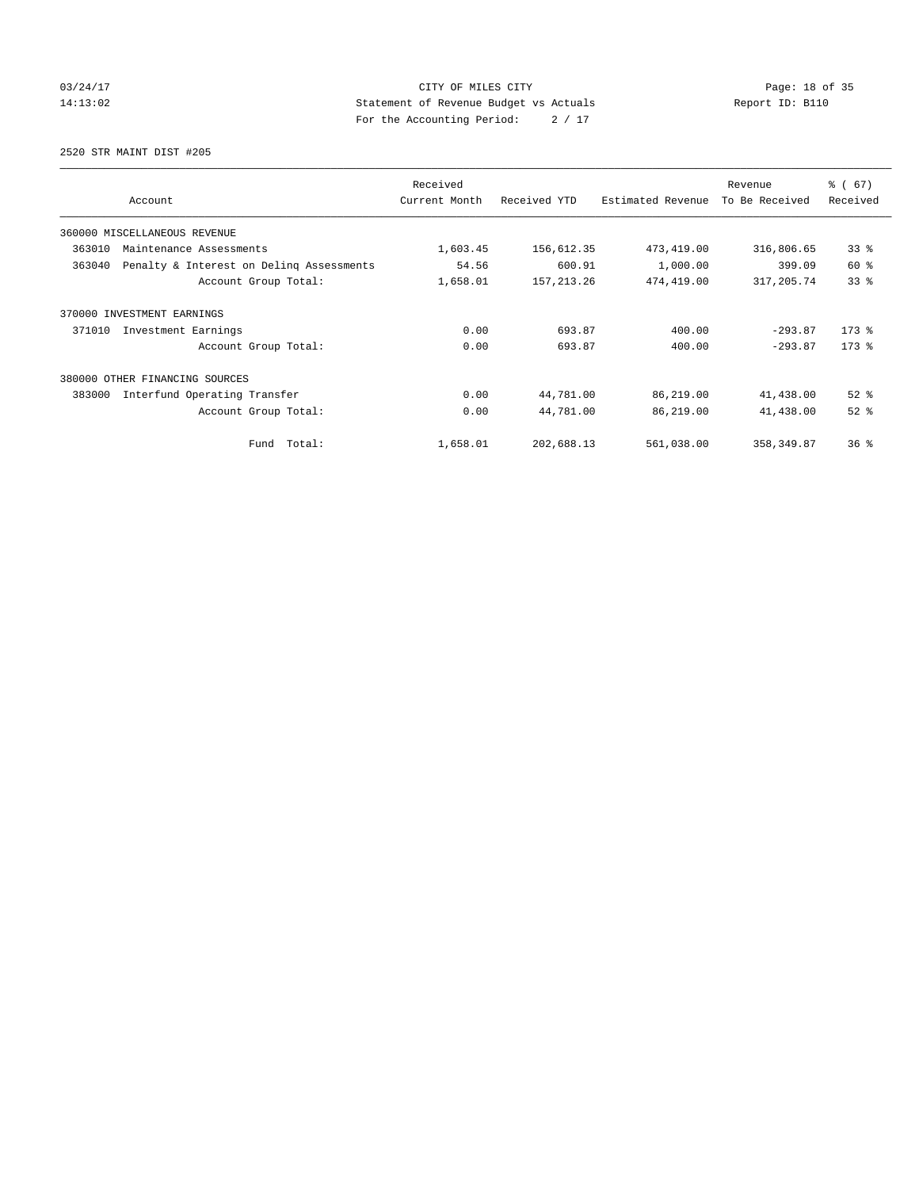CITY OF MILES CITY
Statement of Revenue Budget vs Actuals
For the Accounting Period: 2 / 17

03/24/17
14:13:02

Report ID: B110

2520 STR MAINT DIST #205

| Account | Received Current Month | Received YTD | Estimated Revenue | Revenue To Be Received | % ( 67) Received |
|---|---|---|---|---|---|
| 360000 MISCELLANEOUS REVENUE | | | | | |
| 363010 Maintenance Assessments | 1,603.45 | 156,612.35 | 473,419.00 | 316,806.65 | 33 % |
| 363040 Penalty & Interest on Delinq Assessments | 54.56 | 600.91 | 1,000.00 | 399.09 | 60 % |
| Account Group Total: | 1,658.01 | 157,213.26 | 474,419.00 | 317,205.74 | 33 % |
| 370000 INVESTMENT EARNINGS | | | | | |
| 371010 Investment Earnings | 0.00 | 693.87 | 400.00 | -293.87 | 173 % |
| Account Group Total: | 0.00 | 693.87 | 400.00 | -293.87 | 173 % |
| 380000 OTHER FINANCING SOURCES | | | | | |
| 383000 Interfund Operating Transfer | 0.00 | 44,781.00 | 86,219.00 | 41,438.00 | 52 % |
| Account Group Total: | 0.00 | 44,781.00 | 86,219.00 | 41,438.00 | 52 % |
| Fund Total: | 1,658.01 | 202,688.13 | 561,038.00 | 358,349.87 | 36 % |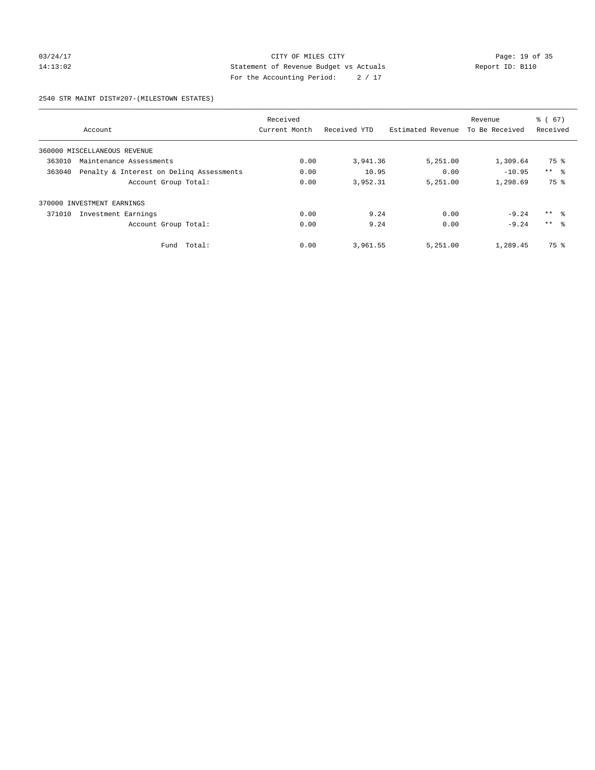CITY OF MILES CITY
Statement of Revenue Budget vs Actuals
For the Accounting Period: 2 / 17

2540 STR MAINT DIST#207-(MILESTOWN ESTATES)

| Account | Received Current Month | Received YTD | Estimated Revenue | Revenue To Be Received | % ( 67) Received |
|---|---|---|---|---|---|
| 360000 MISCELLANEOUS REVENUE | | | | | |
| 363010 Maintenance Assessments | 0.00 | 3,941.36 | 5,251.00 | 1,309.64 | 75 % |
| 363040 Penalty & Interest on Delinq Assessments | 0.00 | 10.95 | 0.00 | -10.95 | ** % |
| Account Group Total: | 0.00 | 3,952.31 | 5,251.00 | 1,298.69 | 75 % |
| 370000 INVESTMENT EARNINGS | | | | | |
| 371010 Investment Earnings | 0.00 | 9.24 | 0.00 | -9.24 | ** % |
| Account Group Total: | 0.00 | 9.24 | 0.00 | -9.24 | ** % |
| Fund Total: | 0.00 | 3,961.55 | 5,251.00 | 1,289.45 | 75 % |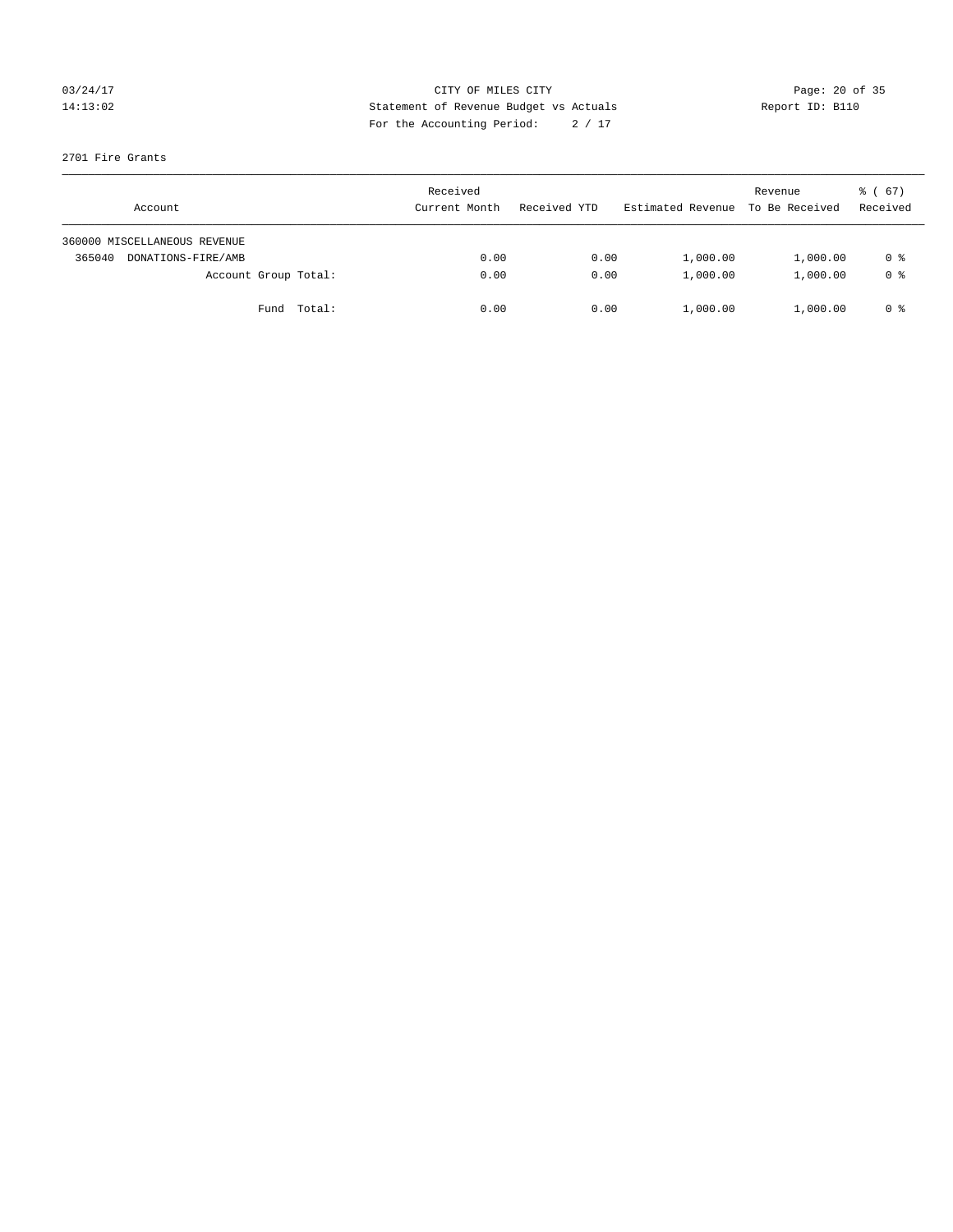CITY OF MILES CITY
Statement of Revenue Budget vs Actuals
For the Accounting Period: 2 / 17

03/24/17
14:13:02

Report ID: B110

2701 Fire Grants

| Account | Received Current Month | Received YTD | Estimated Revenue | Revenue To Be Received | % ( 67) Received |
|---|---|---|---|---|---|
| 360000 MISCELLANEOUS REVENUE | | | | | |
| 365040 DONATIONS-FIRE/AMB | 0.00 | 0.00 | 1,000.00 | 1,000.00 | 0 % |
| Account Group Total: | 0.00 | 0.00 | 1,000.00 | 1,000.00 | 0 % |
| Fund Total: | 0.00 | 0.00 | 1,000.00 | 1,000.00 | 0 % |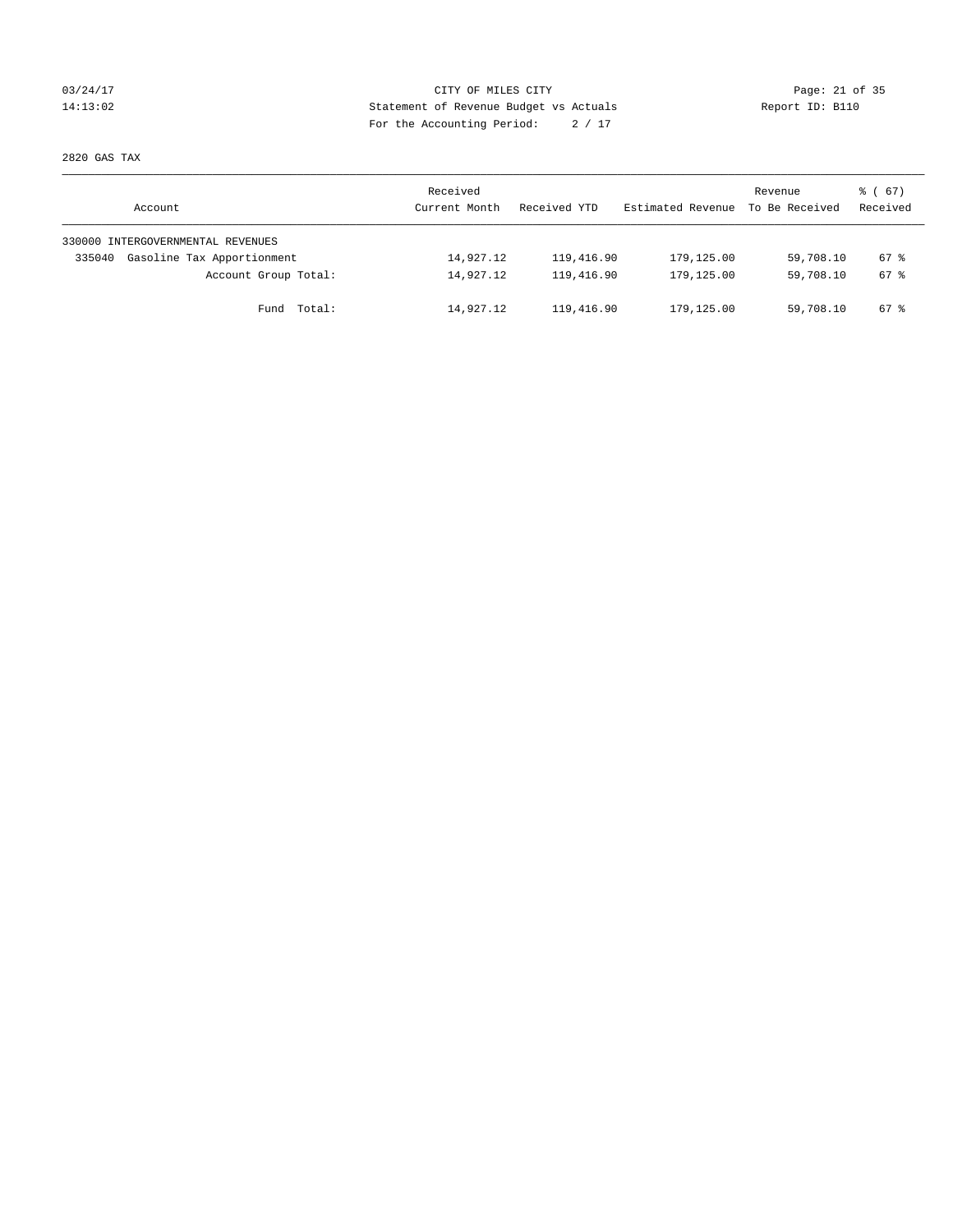CITY OF MILES CITY
Statement of Revenue Budget vs Actuals
For the Accounting Period: 2 / 17

03/24/17
14:13:02

Report ID: B110

2820 GAS TAX

| Account | Received Current Month | Received YTD | Estimated Revenue | Revenue To Be Received | % ( 67) Received |
|---|---|---|---|---|---|
| 330000 INTERGOVERNMENTAL REVENUES | | | | | |
| 335040 Gasoline Tax Apportionment | 14,927.12 | 119,416.90 | 179,125.00 | 59,708.10 | 67 % |
| Account Group Total: | 14,927.12 | 119,416.90 | 179,125.00 | 59,708.10 | 67 % |
| Fund Total: | 14,927.12 | 119,416.90 | 179,125.00 | 59,708.10 | 67 % |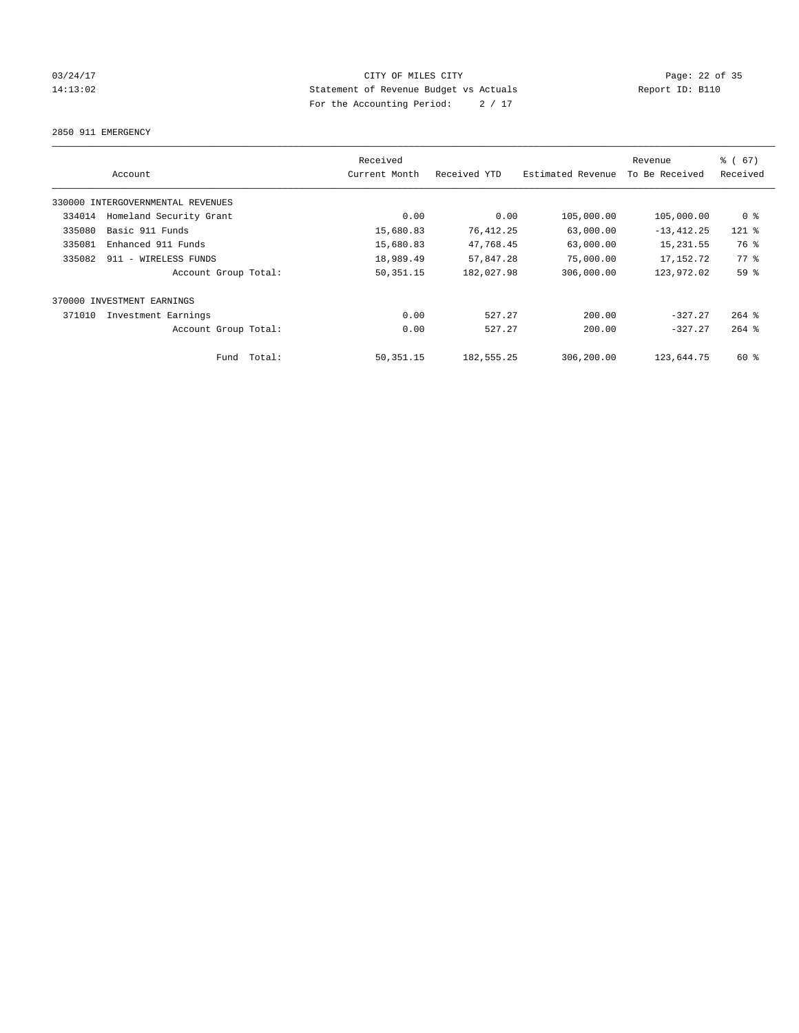CITY OF MILES CITY
Statement of Revenue Budget vs Actuals
For the Accounting Period: 2 / 17

03/24/17 14:13:02 Report ID: B110

2850 911 EMERGENCY

| Account | Received Current Month | Received YTD | Estimated Revenue | Revenue To Be Received | % ( 67) Received |
|---|---|---|---|---|---|
| 330000 INTERGOVERNMENTAL REVENUES | | | | | |
| 334014 Homeland Security Grant | 0.00 | 0.00 | 105,000.00 | 105,000.00 | 0 % |
| 335080 Basic 911 Funds | 15,680.83 | 76,412.25 | 63,000.00 | -13,412.25 | 121 % |
| 335081 Enhanced 911 Funds | 15,680.83 | 47,768.45 | 63,000.00 | 15,231.55 | 76 % |
| 335082 911 - WIRELESS FUNDS | 18,989.49 | 57,847.28 | 75,000.00 | 17,152.72 | 77 % |
| Account Group Total: | 50,351.15 | 182,027.98 | 306,000.00 | 123,972.02 | 59 % |
| 370000 INVESTMENT EARNINGS | | | | | |
| 371010 Investment Earnings | 0.00 | 527.27 | 200.00 | -327.27 | 264 % |
| Account Group Total: | 0.00 | 527.27 | 200.00 | -327.27 | 264 % |
| Fund Total: | 50,351.15 | 182,555.25 | 306,200.00 | 123,644.75 | 60 % |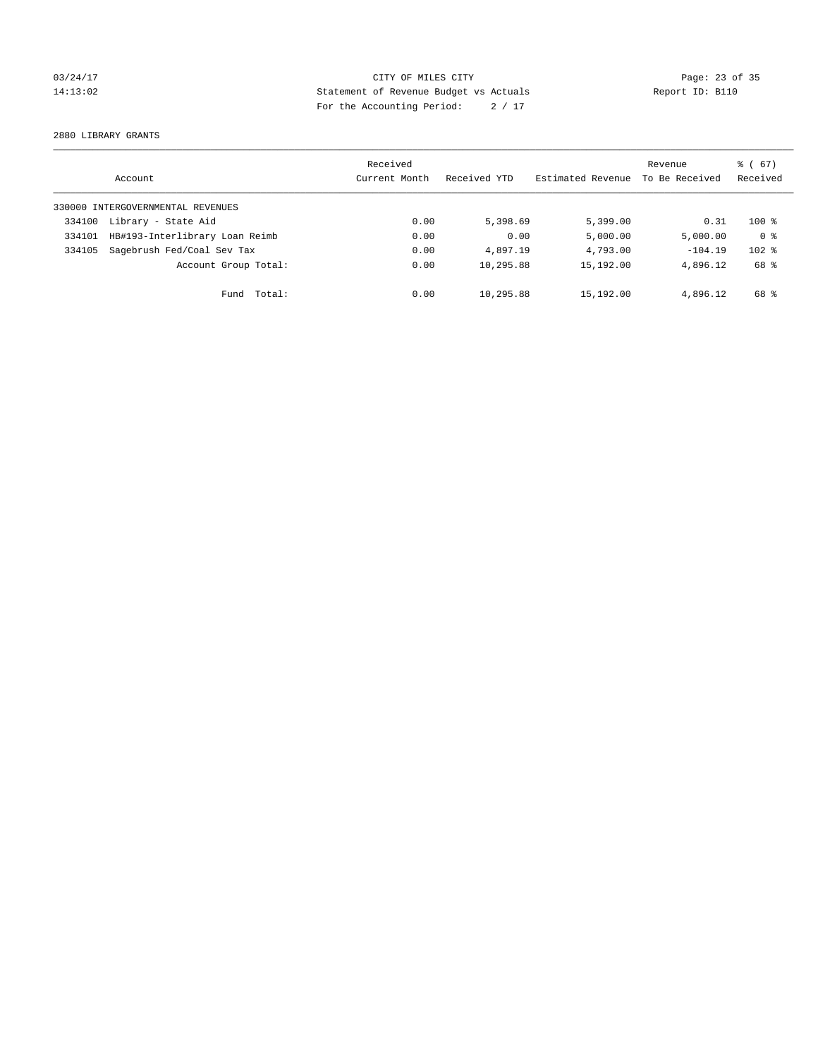03/24/17 CITY OF MILES CITY
14:13:02 Statement of Revenue Budget vs Actuals Report ID: B110
For the Accounting Period: 2 / 17

2880 LIBRARY GRANTS

| Account | Received Current Month | Received YTD | Estimated Revenue | Revenue To Be Received | % ( 67) Received |
|---|---|---|---|---|---|
| 330000 INTERGOVERNMENTAL REVENUES | | | | | |
| 334100 Library - State Aid | 0.00 | 5,398.69 | 5,399.00 | 0.31 | 100 % |
| 334101 HB#193-Interlibrary Loan Reimb | 0.00 | 0.00 | 5,000.00 | 5,000.00 | 0 % |
| 334105 Sagebrush Fed/Coal Sev Tax | 0.00 | 4,897.19 | 4,793.00 | -104.19 | 102 % |
| Account Group Total: | 0.00 | 10,295.88 | 15,192.00 | 4,896.12 | 68 % |
| Fund Total: | 0.00 | 10,295.88 | 15,192.00 | 4,896.12 | 68 % |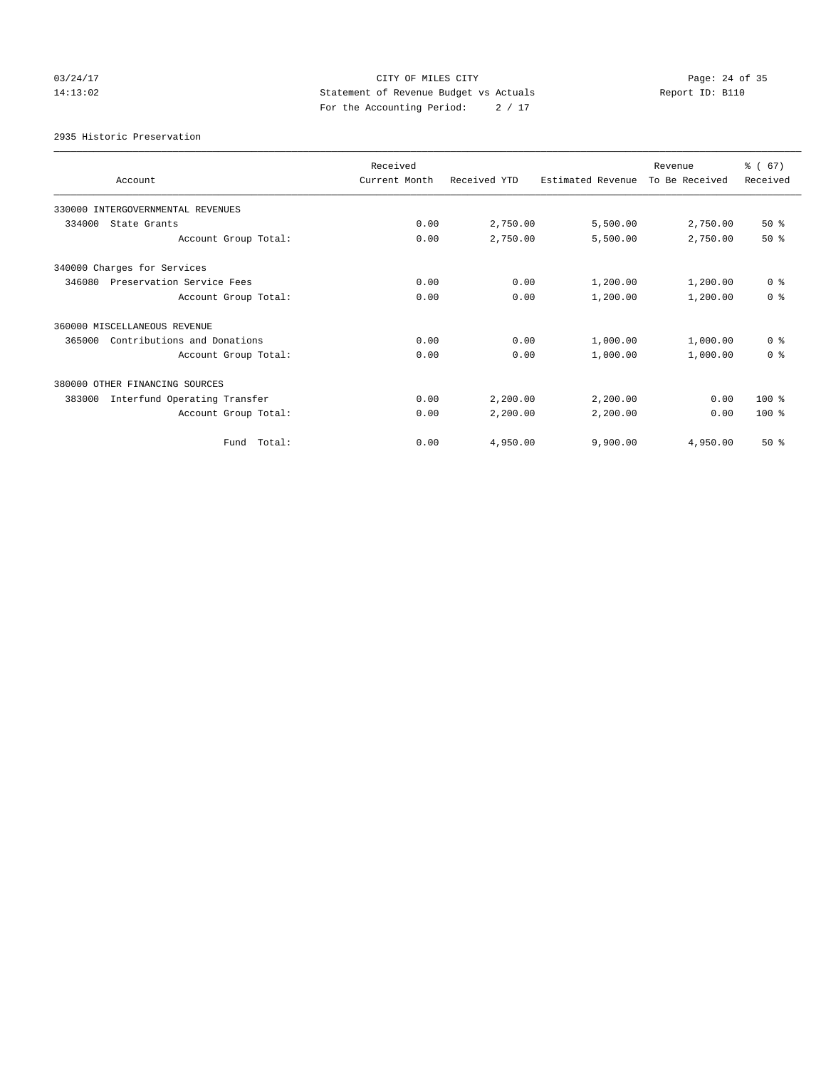CITY OF MILES CITY

Statement of Revenue Budget vs Actuals

For the Accounting Period: 2 / 17

03/24/17
14:13:02

Report ID: B110

2935 Historic Preservation

| Account | Received Current Month | Received YTD | Estimated Revenue | Revenue To Be Received | % ( 67) Received |
|---|---|---|---|---|---|
| 330000 INTERGOVERNMENTAL REVENUES | | | | | |
| 334000 State Grants | 0.00 | 2,750.00 | 5,500.00 | 2,750.00 | 50 % |
| Account Group Total: | 0.00 | 2,750.00 | 5,500.00 | 2,750.00 | 50 % |
| 340000 Charges for Services | | | | | |
| 346080 Preservation Service Fees | 0.00 | 0.00 | 1,200.00 | 1,200.00 | 0 % |
| Account Group Total: | 0.00 | 0.00 | 1,200.00 | 1,200.00 | 0 % |
| 360000 MISCELLANEOUS REVENUE | | | | | |
| 365000 Contributions and Donations | 0.00 | 0.00 | 1,000.00 | 1,000.00 | 0 % |
| Account Group Total: | 0.00 | 0.00 | 1,000.00 | 1,000.00 | 0 % |
| 380000 OTHER FINANCING SOURCES | | | | | |
| 383000 Interfund Operating Transfer | 0.00 | 2,200.00 | 2,200.00 | 0.00 | 100 % |
| Account Group Total: | 0.00 | 2,200.00 | 2,200.00 | 0.00 | 100 % |
| Fund Total: | 0.00 | 4,950.00 | 9,900.00 | 4,950.00 | 50 % |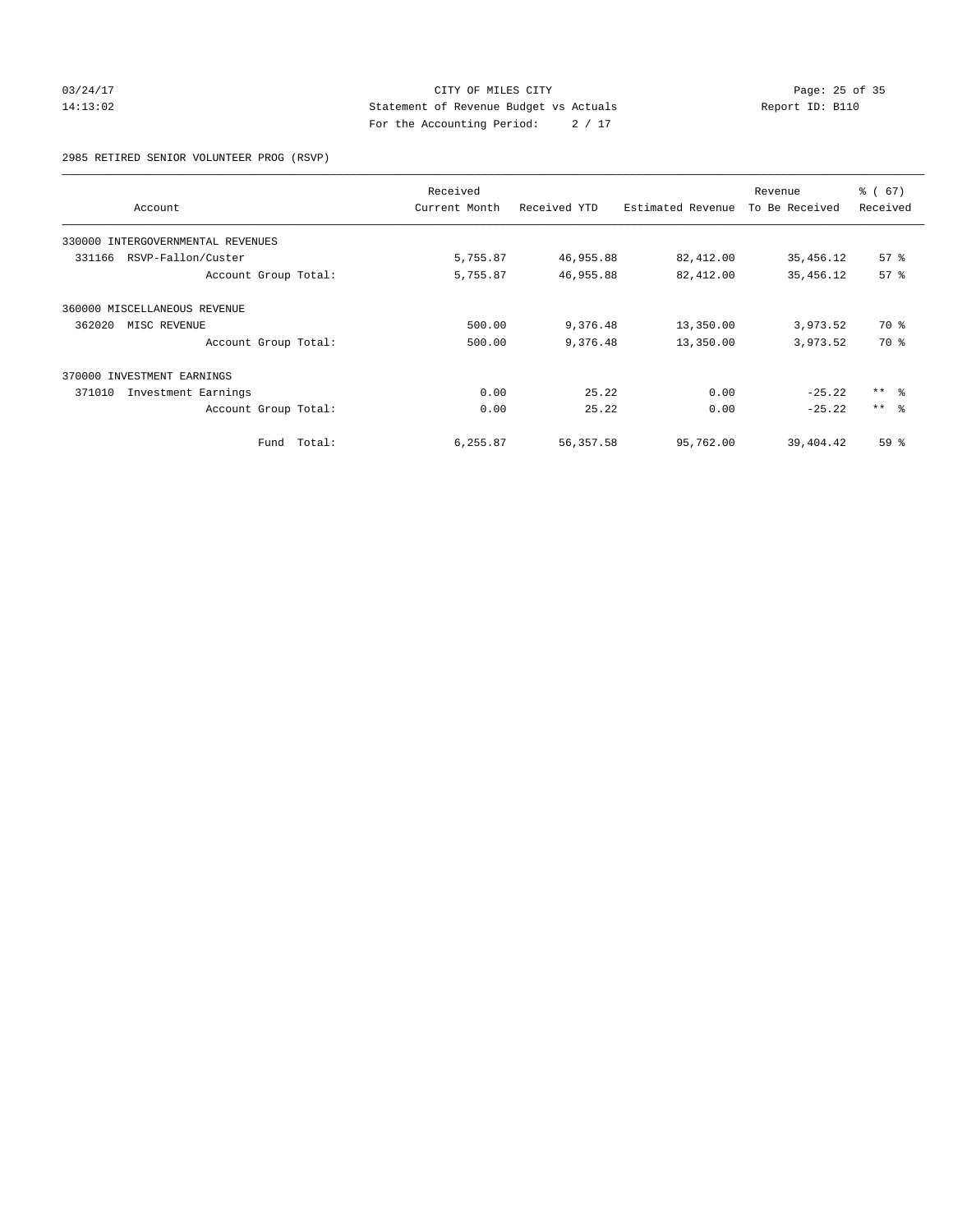CITY OF MILES CITY
Statement of Revenue Budget vs Actuals
For the Accounting Period: 2 / 17

03/24/17
14:13:02

Report ID: B110

2985 RETIRED SENIOR VOLUNTEER PROG (RSVP)

| Account | Received Current Month | Received YTD | Estimated Revenue | Revenue To Be Received | % ( 67) Received |
|---|---|---|---|---|---|
| 330000 INTERGOVERNMENTAL REVENUES | | | | | |
| 331166 RSVP-Fallon/Custer | 5,755.87 | 46,955.88 | 82,412.00 | 35,456.12 | 57 % |
| Account Group Total: | 5,755.87 | 46,955.88 | 82,412.00 | 35,456.12 | 57 % |
| 360000 MISCELLANEOUS REVENUE | | | | | |
| 362020 MISC REVENUE | 500.00 | 9,376.48 | 13,350.00 | 3,973.52 | 70 % |
| Account Group Total: | 500.00 | 9,376.48 | 13,350.00 | 3,973.52 | 70 % |
| 370000 INVESTMENT EARNINGS | | | | | |
| 371010 Investment Earnings | 0.00 | 25.22 | 0.00 | -25.22 | ** % |
| Account Group Total: | 0.00 | 25.22 | 0.00 | -25.22 | ** % |
| Fund Total: | 6,255.87 | 56,357.58 | 95,762.00 | 39,404.42 | 59 % |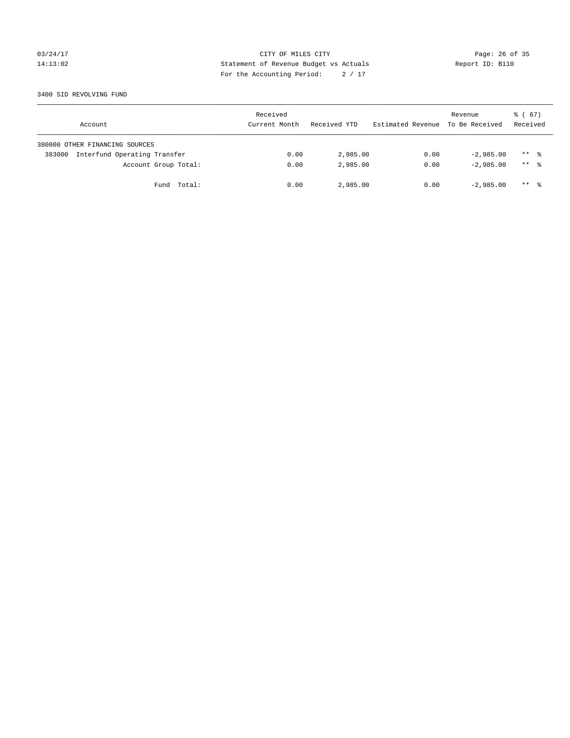CITY OF MILES CITY
Statement of Revenue Budget vs Actuals
For the Accounting Period: 2 / 17

03/24/17
14:13:02

Report ID: B110

3400 SID REVOLVING FUND

| Account | Received Current Month | Received YTD | Estimated Revenue | Revenue To Be Received | % ( 67) Received |
|---|---|---|---|---|---|
| 380000 OTHER FINANCING SOURCES | | | | | |
| 383000 Interfund Operating Transfer | 0.00 | 2,985.00 | 0.00 | -2,985.00 | ** % |
| Account Group Total: | 0.00 | 2,985.00 | 0.00 | -2,985.00 | ** % |
| Fund Total: | 0.00 | 2,985.00 | 0.00 | -2,985.00 | ** % |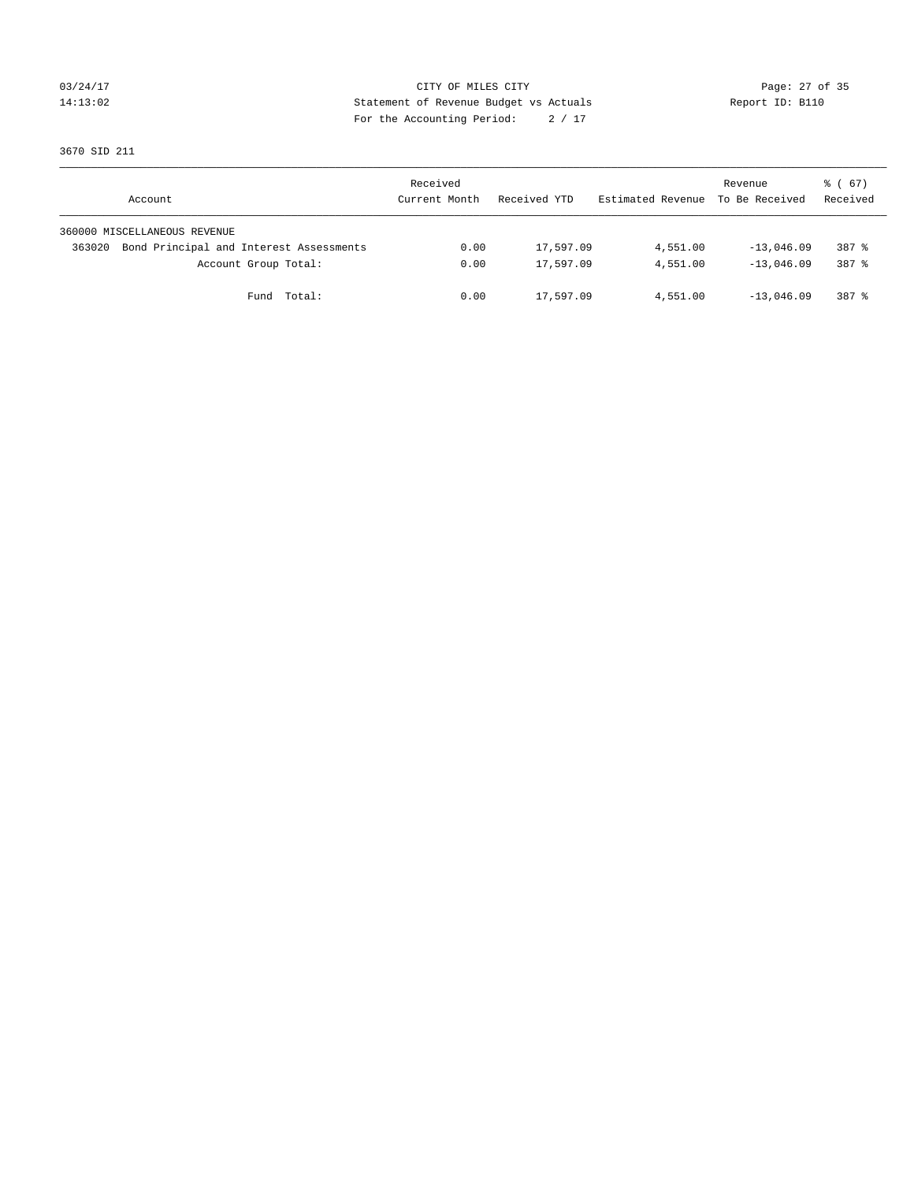03/24/17 CITY OF MILES CITY
14:13:02 Statement of Revenue Budget vs Actuals Report ID: B110
For the Accounting Period: 2 / 17

3670 SID 211

| Account | Received Current Month | Received YTD | Estimated Revenue | Revenue To Be Received | % ( 67) Received |
|---|---|---|---|---|---|
| 360000 MISCELLANEOUS REVENUE | | | | | |
| 363020 Bond Principal and Interest Assessments | 0.00 | 17,597.09 | 4,551.00 | -13,046.09 | 387 % |
| Account Group Total: | 0.00 | 17,597.09 | 4,551.00 | -13,046.09 | 387 % |
| Fund Total: | 0.00 | 17,597.09 | 4,551.00 | -13,046.09 | 387 % |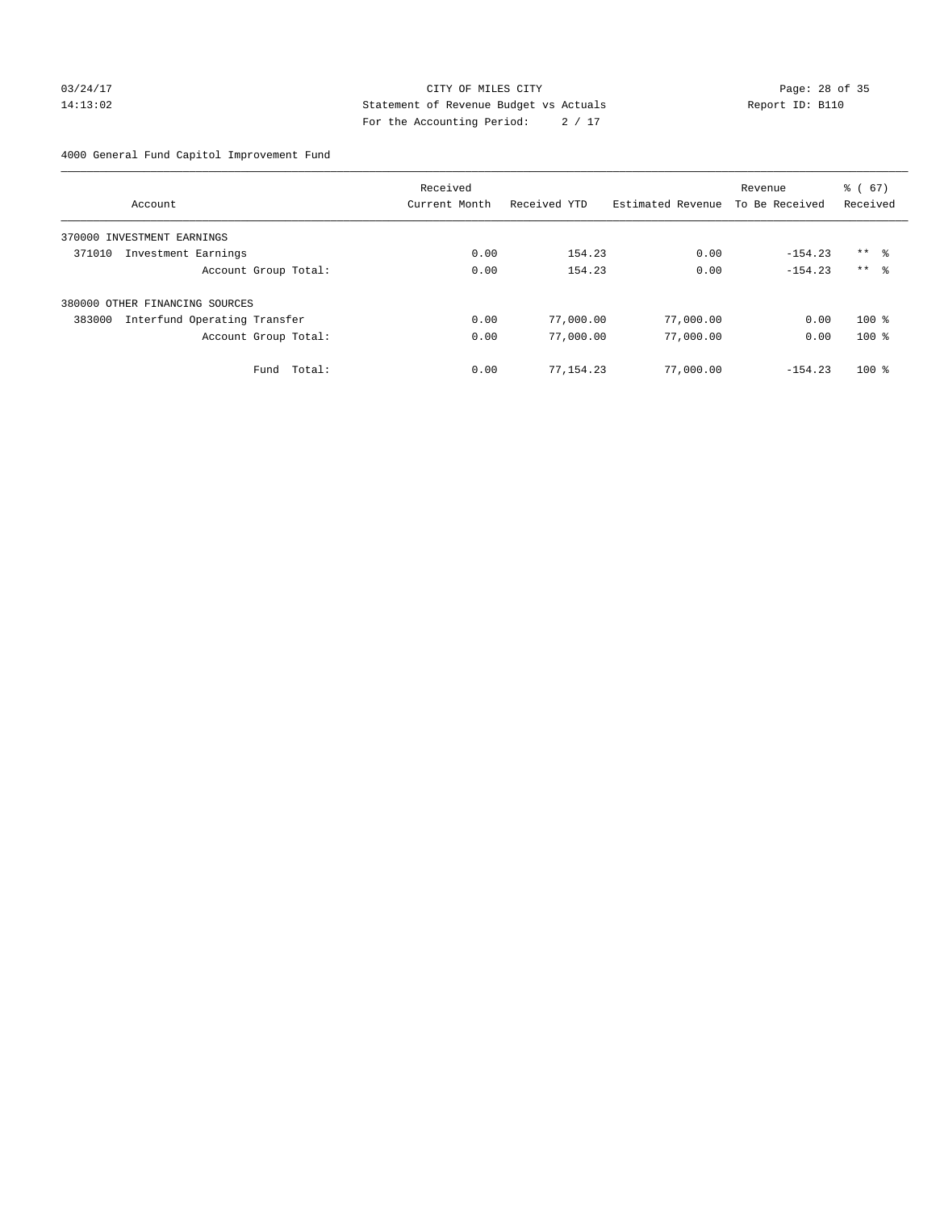CITY OF MILES CITY
Statement of Revenue Budget vs Actuals
For the Accounting Period: 2 / 17

4000 General Fund Capitol Improvement Fund

| Account | Received Current Month | Received YTD | Estimated Revenue | Revenue To Be Received | % ( 67) Received |
|---|---|---|---|---|---|
| 370000 INVESTMENT EARNINGS | | | | | |
| 371010 Investment Earnings | 0.00 | 154.23 | 0.00 | -154.23 | ** % |
| Account Group Total: | 0.00 | 154.23 | 0.00 | -154.23 | ** % |
| 380000 OTHER FINANCING SOURCES | | | | | |
| 383000 Interfund Operating Transfer | 0.00 | 77,000.00 | 77,000.00 | 0.00 | 100 % |
| Account Group Total: | 0.00 | 77,000.00 | 77,000.00 | 0.00 | 100 % |
| Fund Total: | 0.00 | 77,154.23 | 77,000.00 | -154.23 | 100 % |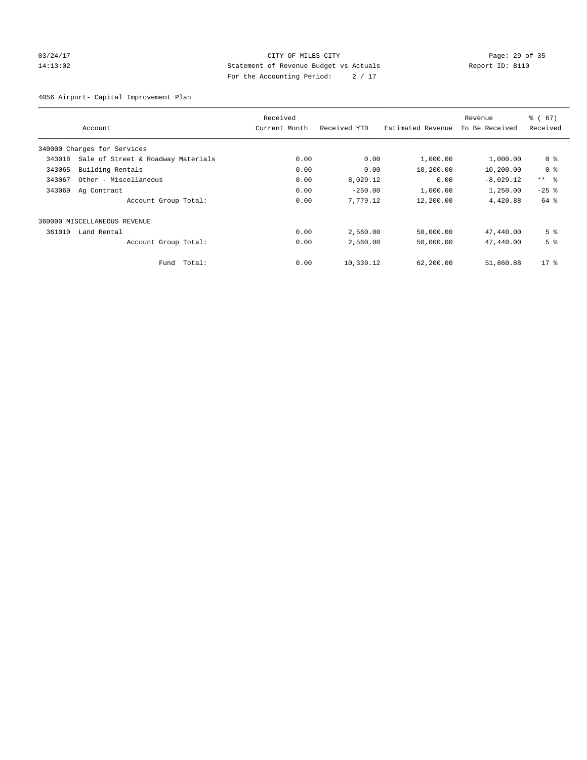CITY OF MILES CITY
Statement of Revenue Budget vs Actuals
For the Accounting Period: 2 / 17

03/24/17
14:13:02

Report ID: B110

4056 Airport- Capital Improvement Plan

| Account | | Received Current Month | Received YTD | Estimated Revenue | Revenue To Be Received | % ( 67) Received |
|---|---|---|---|---|---|---|
| 340000 Charges for Services | | | | | | |
| 343018 | Sale of Street & Roadway Materials | 0.00 | 0.00 | 1,000.00 | 1,000.00 | 0 % |
| 343065 | Building Rentals | 0.00 | 0.00 | 10,200.00 | 10,200.00 | 0 % |
| 343067 | Other - Miscellaneous | 0.00 | 8,029.12 | 0.00 | -8,029.12 | ** % |
| 343069 | Ag Contract | 0.00 | -250.00 | 1,000.00 | 1,250.00 | -25 % |
| | Account Group Total: | 0.00 | 7,779.12 | 12,200.00 | 4,420.88 | 64 % |
| 360000 MISCELLANEOUS REVENUE | | | | | | |
| 361010 | Land Rental | 0.00 | 2,560.00 | 50,000.00 | 47,440.00 | 5 % |
| | Account Group Total: | 0.00 | 2,560.00 | 50,000.00 | 47,440.00 | 5 % |
| | Fund Total: | 0.00 | 10,339.12 | 62,200.00 | 51,860.88 | 17 % |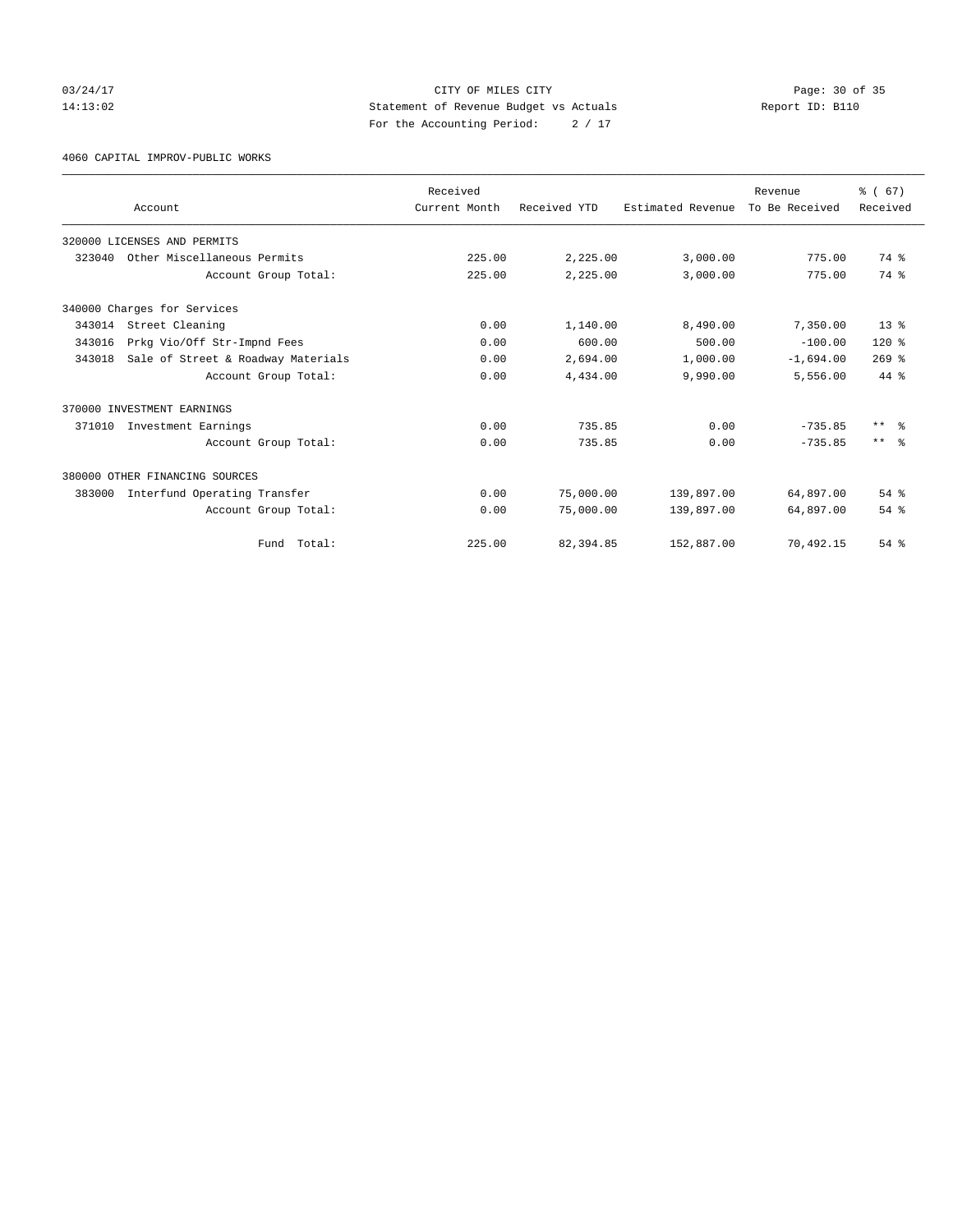CITY OF MILES CITY
Statement of Revenue Budget vs Actuals
For the Accounting Period: 2 / 17

03/24/17
14:13:02

Report ID: B110

4060 CAPITAL IMPROV-PUBLIC WORKS

| Account | Received Current Month | Received YTD | Estimated Revenue | Revenue To Be Received | % ( 67) Received |
|---|---|---|---|---|---|
| 320000 LICENSES AND PERMITS | | | | | |
| 323040 Other Miscellaneous Permits | 225.00 | 2,225.00 | 3,000.00 | 775.00 | 74 % |
| Account Group Total: | 225.00 | 2,225.00 | 3,000.00 | 775.00 | 74 % |
| 340000 Charges for Services | | | | | |
| 343014 Street Cleaning | 0.00 | 1,140.00 | 8,490.00 | 7,350.00 | 13 % |
| 343016 Prkg Vio/Off Str-Impnd Fees | 0.00 | 600.00 | 500.00 | -100.00 | 120 % |
| 343018 Sale of Street & Roadway Materials | 0.00 | 2,694.00 | 1,000.00 | -1,694.00 | 269 % |
| Account Group Total: | 0.00 | 4,434.00 | 9,990.00 | 5,556.00 | 44 % |
| 370000 INVESTMENT EARNINGS | | | | | |
| 371010 Investment Earnings | 0.00 | 735.85 | 0.00 | -735.85 | ** % |
| Account Group Total: | 0.00 | 735.85 | 0.00 | -735.85 | ** % |
| 380000 OTHER FINANCING SOURCES | | | | | |
| 383000 Interfund Operating Transfer | 0.00 | 75,000.00 | 139,897.00 | 64,897.00 | 54 % |
| Account Group Total: | 0.00 | 75,000.00 | 139,897.00 | 64,897.00 | 54 % |
| Fund Total: | 225.00 | 82,394.85 | 152,887.00 | 70,492.15 | 54 % |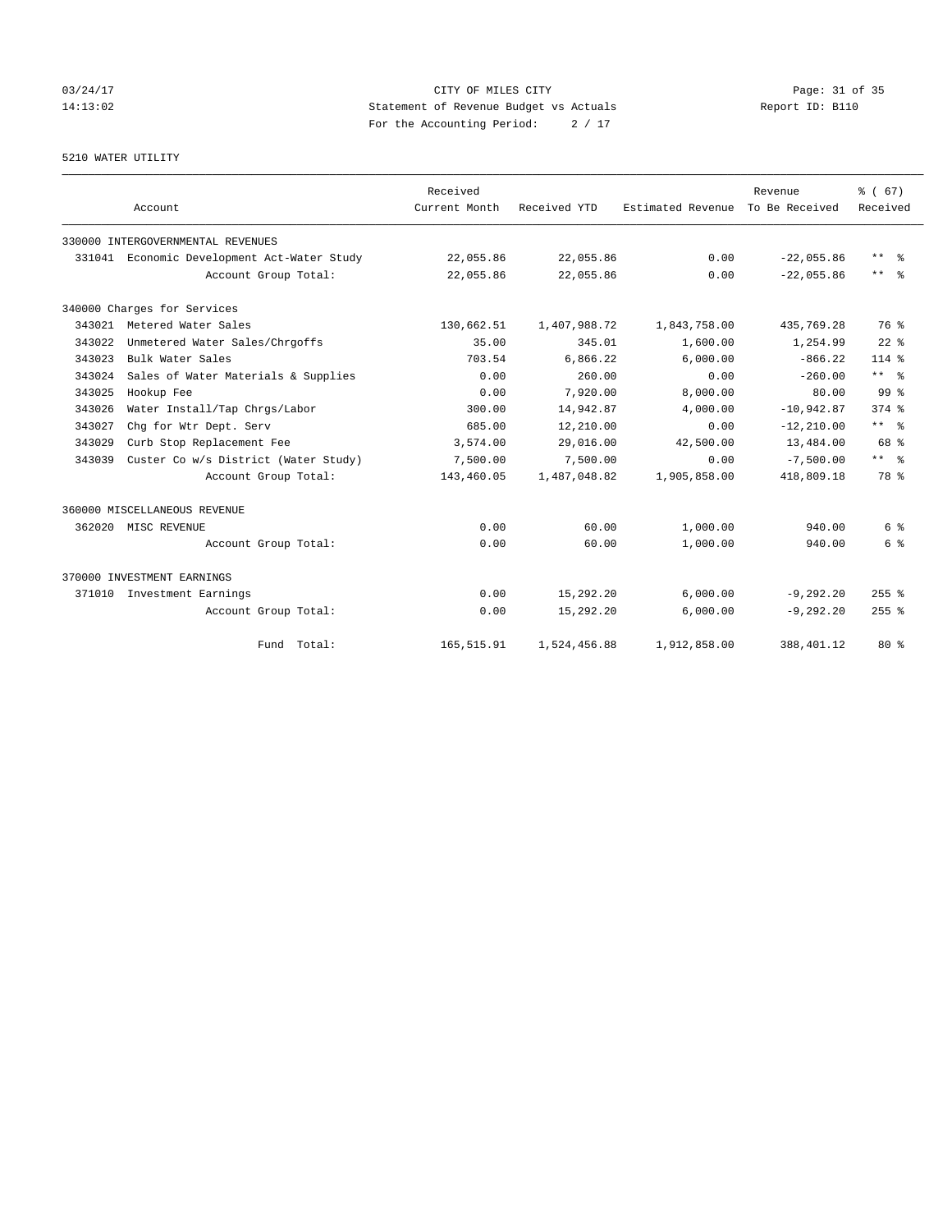CITY OF MILES CITY
Statement of Revenue Budget vs Actuals
For the Accounting Period: 2 / 17

03/24/17
14:13:02

Report ID: B110

5210 WATER UTILITY

| Account | | Received Current Month | Received YTD | Estimated Revenue | Revenue To Be Received | % ( 67) Received |
|---|---|---|---|---|---|---|
| 330000 INTERGOVERNMENTAL REVENUES | | | | | | |
| 331041 | Economic Development Act-Water Study | 22,055.86 | 22,055.86 | 0.00 | -22,055.86 | ** % |
| | Account Group Total: | 22,055.86 | 22,055.86 | 0.00 | -22,055.86 | ** % |
| 340000 Charges for Services | | | | | | |
| 343021 | Metered Water Sales | 130,662.51 | 1,407,988.72 | 1,843,758.00 | 435,769.28 | 76 % |
| 343022 | Unmetered Water Sales/Chrgoffs | 35.00 | 345.01 | 1,600.00 | 1,254.99 | 22 % |
| 343023 | Bulk Water Sales | 703.54 | 6,866.22 | 6,000.00 | -866.22 | 114 % |
| 343024 | Sales of Water Materials & Supplies | 0.00 | 260.00 | 0.00 | -260.00 | ** % |
| 343025 | Hookup Fee | 0.00 | 7,920.00 | 8,000.00 | 80.00 | 99 % |
| 343026 | Water Install/Tap Chrgs/Labor | 300.00 | 14,942.87 | 4,000.00 | -10,942.87 | 374 % |
| 343027 | Chg for Wtr Dept. Serv | 685.00 | 12,210.00 | 0.00 | -12,210.00 | ** % |
| 343029 | Curb Stop Replacement Fee | 3,574.00 | 29,016.00 | 42,500.00 | 13,484.00 | 68 % |
| 343039 | Custer Co w/s District (Water Study) | 7,500.00 | 7,500.00 | 0.00 | -7,500.00 | ** % |
| | Account Group Total: | 143,460.05 | 1,487,048.82 | 1,905,858.00 | 418,809.18 | 78 % |
| 360000 MISCELLANEOUS REVENUE | | | | | | |
| 362020 | MISC REVENUE | 0.00 | 60.00 | 1,000.00 | 940.00 | 6 % |
| | Account Group Total: | 0.00 | 60.00 | 1,000.00 | 940.00 | 6 % |
| 370000 INVESTMENT EARNINGS | | | | | | |
| 371010 | Investment Earnings | 0.00 | 15,292.20 | 6,000.00 | -9,292.20 | 255 % |
| | Account Group Total: | 0.00 | 15,292.20 | 6,000.00 | -9,292.20 | 255 % |
| | Fund Total: | 165,515.91 | 1,524,456.88 | 1,912,858.00 | 388,401.12 | 80 % |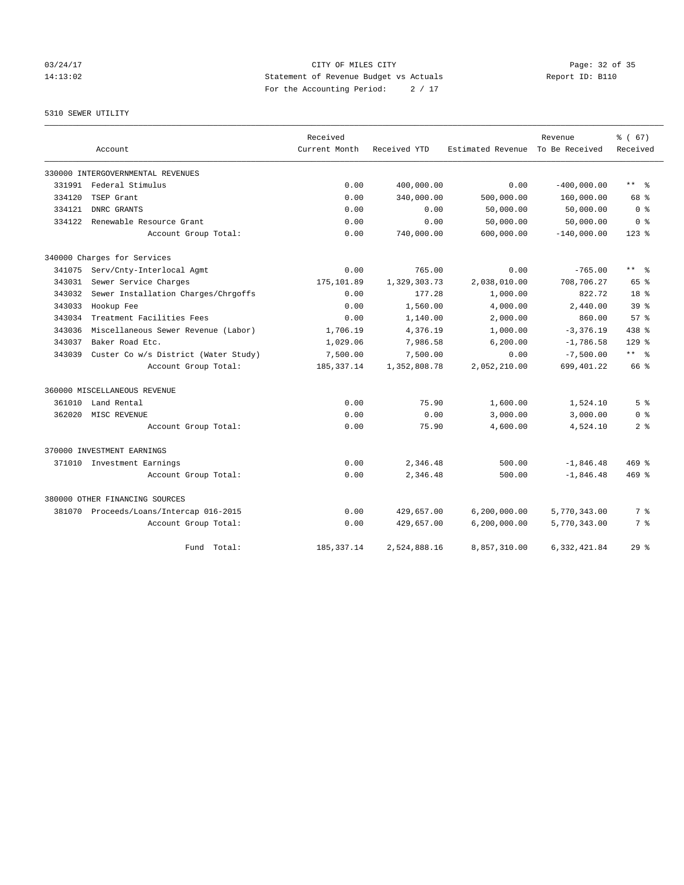03/24/17 CITY OF MILES CITY
14:13:02 Statement of Revenue Budget vs Actuals Report ID: B110
For the Accounting Period: 2 / 17

5310 SEWER UTILITY

| Account | | Received Current Month | Received YTD | Estimated Revenue | Revenue To Be Received | % ( 67) Received |
|---|---|---|---|---|---|---|
| 330000 INTERGOVERNMENTAL REVENUES | | | | | | |
| 331991 | Federal Stimulus | 0.00 | 400,000.00 | 0.00 | -400,000.00 | ** % |
| 334120 | TSEP Grant | 0.00 | 340,000.00 | 500,000.00 | 160,000.00 | 68 % |
| 334121 | DNRC GRANTS | 0.00 | 0.00 | 50,000.00 | 50,000.00 | 0 % |
| 334122 | Renewable Resource Grant | 0.00 | 0.00 | 50,000.00 | 50,000.00 | 0 % |
| | Account Group Total: | 0.00 | 740,000.00 | 600,000.00 | -140,000.00 | 123 % |
| 340000 Charges for Services | | | | | | |
| 341075 | Serv/Cnty-Interlocal Agmt | 0.00 | 765.00 | 0.00 | -765.00 | ** % |
| 343031 | Sewer Service Charges | 175,101.89 | 1,329,303.73 | 2,038,010.00 | 708,706.27 | 65 % |
| 343032 | Sewer Installation Charges/Chrgoffs | 0.00 | 177.28 | 1,000.00 | 822.72 | 18 % |
| 343033 | Hookup Fee | 0.00 | 1,560.00 | 4,000.00 | 2,440.00 | 39 % |
| 343034 | Treatment Facilities Fees | 0.00 | 1,140.00 | 2,000.00 | 860.00 | 57 % |
| 343036 | Miscellaneous Sewer Revenue (Labor) | 1,706.19 | 4,376.19 | 1,000.00 | -3,376.19 | 438 % |
| 343037 | Baker Road Etc. | 1,029.06 | 7,986.58 | 6,200.00 | -1,786.58 | 129 % |
| 343039 | Custer Co w/s District (Water Study) | 7,500.00 | 7,500.00 | 0.00 | -7,500.00 | ** % |
| | Account Group Total: | 185,337.14 | 1,352,808.78 | 2,052,210.00 | 699,401.22 | 66 % |
| 360000 MISCELLANEOUS REVENUE | | | | | | |
| 361010 | Land Rental | 0.00 | 75.90 | 1,600.00 | 1,524.10 | 5 % |
| 362020 | MISC REVENUE | 0.00 | 0.00 | 3,000.00 | 3,000.00 | 0 % |
| | Account Group Total: | 0.00 | 75.90 | 4,600.00 | 4,524.10 | 2 % |
| 370000 INVESTMENT EARNINGS | | | | | | |
| 371010 | Investment Earnings | 0.00 | 2,346.48 | 500.00 | -1,846.48 | 469 % |
| | Account Group Total: | 0.00 | 2,346.48 | 500.00 | -1,846.48 | 469 % |
| 380000 OTHER FINANCING SOURCES | | | | | | |
| 381070 | Proceeds/Loans/Intercap 016-2015 | 0.00 | 429,657.00 | 6,200,000.00 | 5,770,343.00 | 7 % |
| | Account Group Total: | 0.00 | 429,657.00 | 6,200,000.00 | 5,770,343.00 | 7 % |
| | Fund Total: | 185,337.14 | 2,524,888.16 | 8,857,310.00 | 6,332,421.84 | 29 % |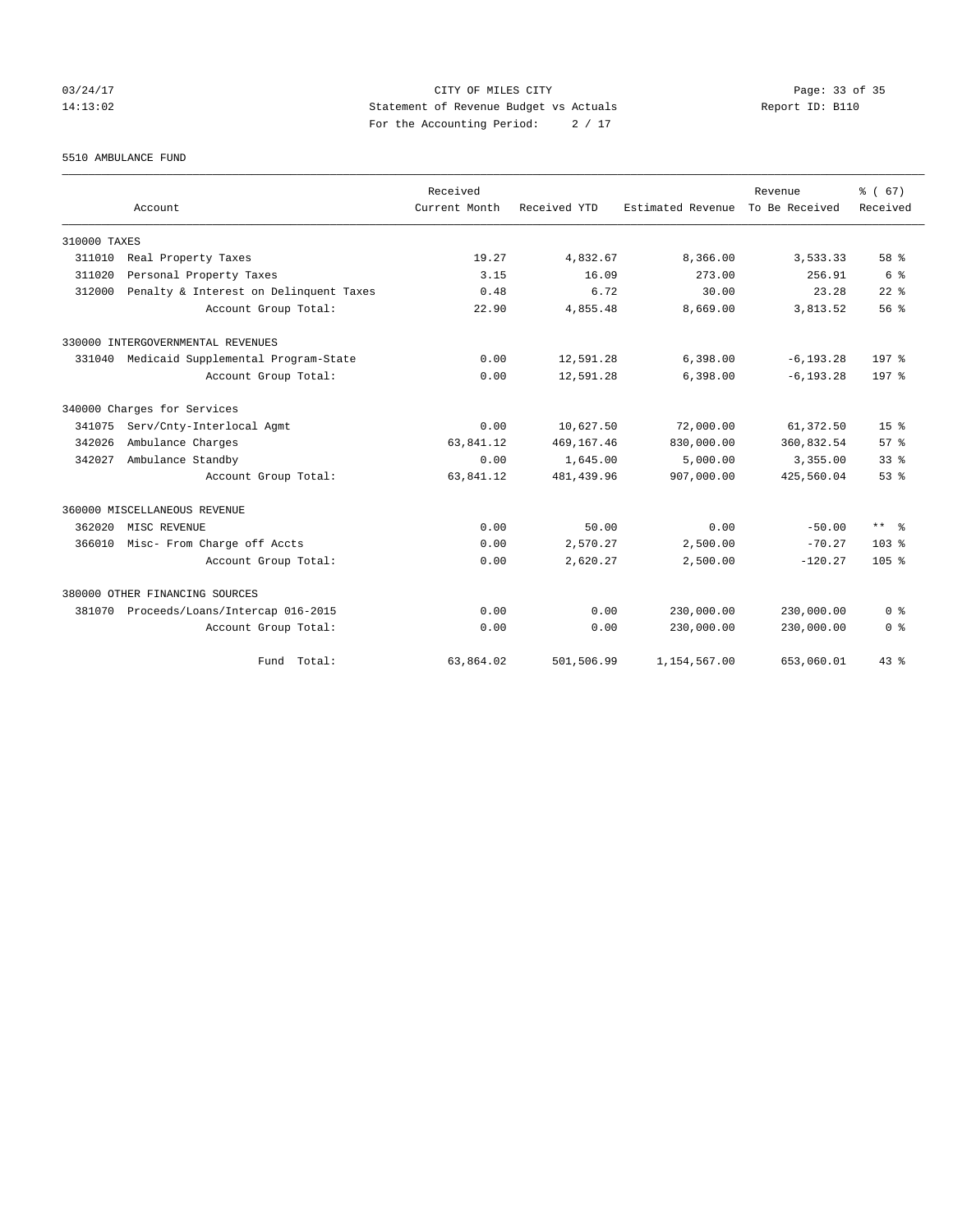CITY OF MILES CITY

Statement of Revenue Budget vs Actuals

For the Accounting Period: 2 / 17

Report ID: B110

03/24/17 14:13:02

5510 AMBULANCE FUND

| Account | Received Current Month | Received YTD | Estimated Revenue | Revenue To Be Received | % ( 67) Received |
|---|---|---|---|---|---|
| **310000 TAXES** | | | | | |
| 311010 Real Property Taxes | 19.27 | 4,832.67 | 8,366.00 | 3,533.33 | 58 % |
| 311020 Personal Property Taxes | 3.15 | 16.09 | 273.00 | 256.91 | 6 % |
| 312000 Penalty & Interest on Delinquent Taxes | 0.48 | 6.72 | 30.00 | 23.28 | 22 % |
| Account Group Total: | 22.90 | 4,855.48 | 8,669.00 | 3,813.52 | 56 % |
| **330000 INTERGOVERNMENTAL REVENUES** | | | | | |
| 331040 Medicaid Supplemental Program-State | 0.00 | 12,591.28 | 6,398.00 | -6,193.28 | 197 % |
| Account Group Total: | 0.00 | 12,591.28 | 6,398.00 | -6,193.28 | 197 % |
| **340000 Charges for Services** | | | | | |
| 341075 Serv/Cnty-Interlocal Agmt | 0.00 | 10,627.50 | 72,000.00 | 61,372.50 | 15 % |
| 342026 Ambulance Charges | 63,841.12 | 469,167.46 | 830,000.00 | 360,832.54 | 57 % |
| 342027 Ambulance Standby | 0.00 | 1,645.00 | 5,000.00 | 3,355.00 | 33 % |
| Account Group Total: | 63,841.12 | 481,439.96 | 907,000.00 | 425,560.04 | 53 % |
| **360000 MISCELLANEOUS REVENUE** | | | | | |
| 362020 MISC REVENUE | 0.00 | 50.00 | 0.00 | -50.00 | ** % |
| 366010 Misc- From Charge off Accts | 0.00 | 2,570.27 | 2,500.00 | -70.27 | 103 % |
| Account Group Total: | 0.00 | 2,620.27 | 2,500.00 | -120.27 | 105 % |
| **380000 OTHER FINANCING SOURCES** | | | | | |
| 381070 Proceeds/Loans/Intercap 016-2015 | 0.00 | 0.00 | 230,000.00 | 230,000.00 | 0 % |
| Account Group Total: | 0.00 | 0.00 | 230,000.00 | 230,000.00 | 0 % |
| Fund Total: | 63,864.02 | 501,506.99 | 1,154,567.00 | 653,060.01 | 43 % |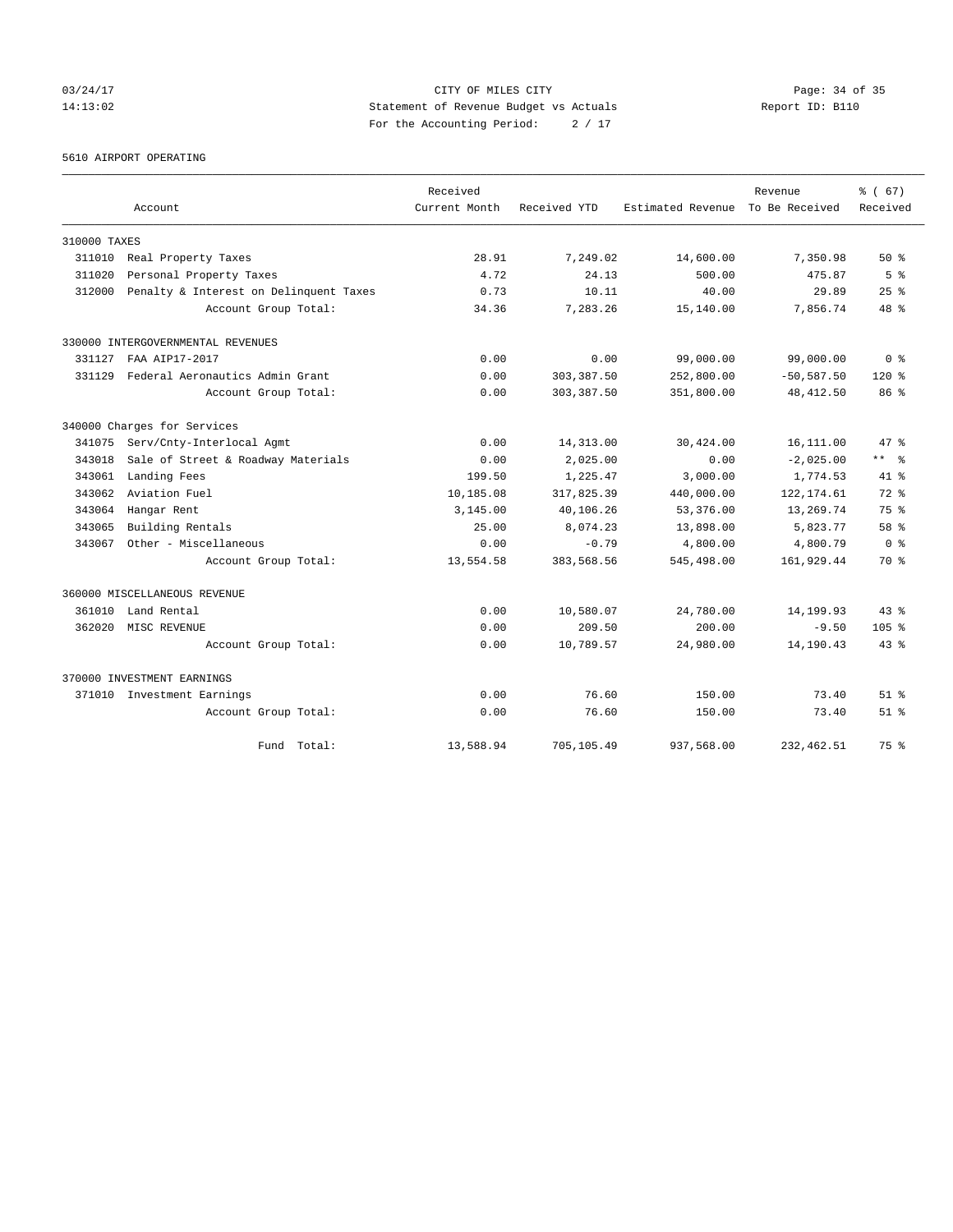CITY OF MILES CITY
Statement of Revenue Budget vs Actuals
For the Accounting Period: 2 / 17

03/24/17
14:13:02

Report ID: B110

5610 AIRPORT OPERATING

| Account | | Received Current Month | Received YTD | Estimated Revenue | Revenue To Be Received | % ( 67) Received |
|---|---|---|---|---|---|---|
| 310000 TAXES | | | | | | |
| 311010 | Real Property Taxes | 28.91 | 7,249.02 | 14,600.00 | 7,350.98 | 50 % |
| 311020 | Personal Property Taxes | 4.72 | 24.13 | 500.00 | 475.87 | 5 % |
| 312000 | Penalty & Interest on Delinquent Taxes | 0.73 | 10.11 | 40.00 | 29.89 | 25 % |
| | Account Group Total: | 34.36 | 7,283.26 | 15,140.00 | 7,856.74 | 48 % |
| 330000 INTERGOVERNMENTAL REVENUES | | | | | | |
| 331127 | FAA AIP17-2017 | 0.00 | 0.00 | 99,000.00 | 99,000.00 | 0 % |
| 331129 | Federal Aeronautics Admin Grant | 0.00 | 303,387.50 | 252,800.00 | -50,587.50 | 120 % |
| | Account Group Total: | 0.00 | 303,387.50 | 351,800.00 | 48,412.50 | 86 % |
| 340000 Charges for Services | | | | | | |
| 341075 | Serv/Cnty-Interlocal Agmt | 0.00 | 14,313.00 | 30,424.00 | 16,111.00 | 47 % |
| 343018 | Sale of Street & Roadway Materials | 0.00 | 2,025.00 | 0.00 | -2,025.00 | ** % |
| 343061 | Landing Fees | 199.50 | 1,225.47 | 3,000.00 | 1,774.53 | 41 % |
| 343062 | Aviation Fuel | 10,185.08 | 317,825.39 | 440,000.00 | 122,174.61 | 72 % |
| 343064 | Hangar Rent | 3,145.00 | 40,106.26 | 53,376.00 | 13,269.74 | 75 % |
| 343065 | Building Rentals | 25.00 | 8,074.23 | 13,898.00 | 5,823.77 | 58 % |
| 343067 | Other - Miscellaneous | 0.00 | -0.79 | 4,800.00 | 4,800.79 | 0 % |
| | Account Group Total: | 13,554.58 | 383,568.56 | 545,498.00 | 161,929.44 | 70 % |
| 360000 MISCELLANEOUS REVENUE | | | | | | |
| 361010 | Land Rental | 0.00 | 10,580.07 | 24,780.00 | 14,199.93 | 43 % |
| 362020 | MISC REVENUE | 0.00 | 209.50 | 200.00 | -9.50 | 105 % |
| | Account Group Total: | 0.00 | 10,789.57 | 24,980.00 | 14,190.43 | 43 % |
| 370000 INVESTMENT EARNINGS | | | | | | |
| 371010 | Investment Earnings | 0.00 | 76.60 | 150.00 | 73.40 | 51 % |
| | Account Group Total: | 0.00 | 76.60 | 150.00 | 73.40 | 51 % |
| | Fund Total: | 13,588.94 | 705,105.49 | 937,568.00 | 232,462.51 | 75 % |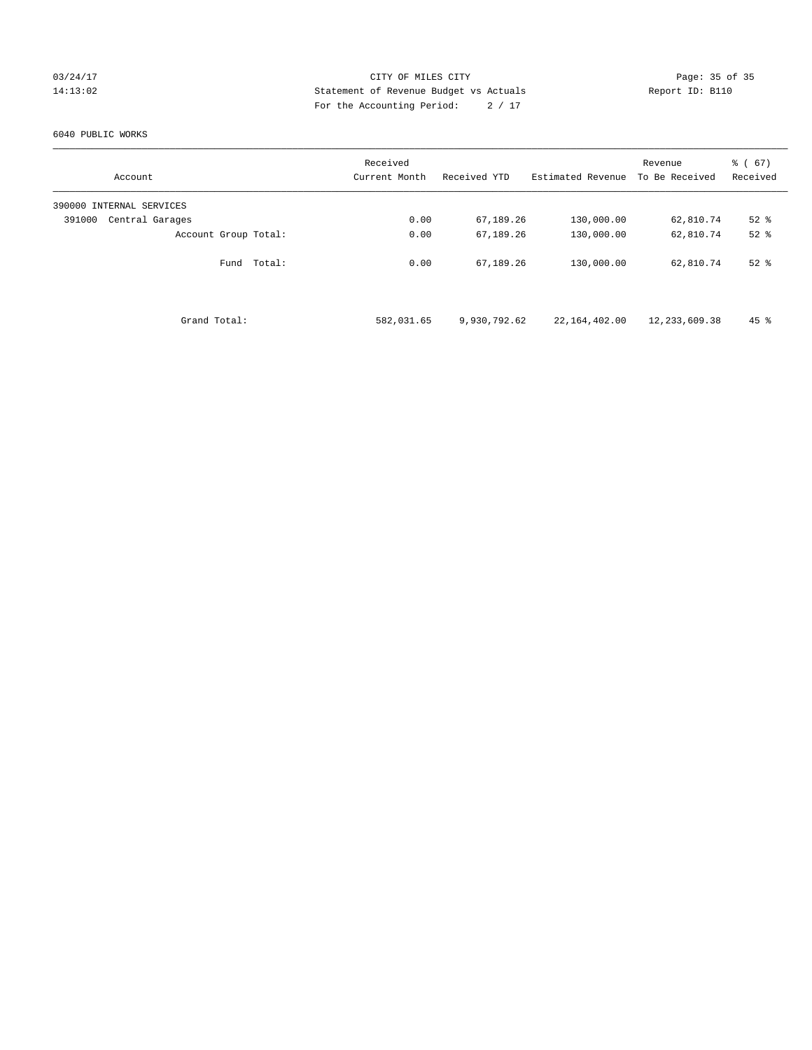CITY OF MILES CITY
Statement of Revenue Budget vs Actuals
For the Accounting Period: 2 / 17

03/24/17
14:13:02

Report ID: B110

6040 PUBLIC WORKS

| Account | Received Current Month | Received YTD | Estimated Revenue | Revenue To Be Received | % ( 67) Received |
|---|---|---|---|---|---|
| 390000 INTERNAL SERVICES | | | | | |
| 391000 Central Garages | 0.00 | 67,189.26 | 130,000.00 | 62,810.74 | 52 % |
| Account Group Total: | 0.00 | 67,189.26 | 130,000.00 | 62,810.74 | 52 % |
| Fund Total: | 0.00 | 67,189.26 | 130,000.00 | 62,810.74 | 52 % |
| Grand Total: | 582,031.65 | 9,930,792.62 | 22,164,402.00 | 12,233,609.38 | 45 % |